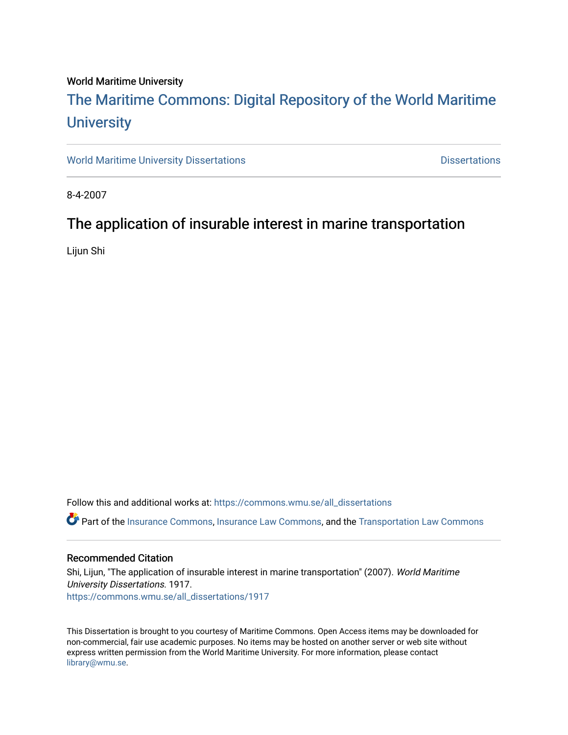World Maritime University

# The Maritime Commons: Digital Repository of the World Maritime University

World Maritime University Dissertations | Dissertations

8-4-2007

## The application of insurable interest in marine transportation

Lijun Shi

Follow this and additional works at: https://commons.wmu.se/all_dissertations

Part of the Insurance Commons, Insurance Law Commons, and the Transportation Law Commons

### Recommended Citation

Shi, Lijun, "The application of insurable interest in marine transportation" (2007). *World Maritime University Dissertations*. 1917.
https://commons.wmu.se/all_dissertations/1917

This Dissertation is brought to you courtesy of Maritime Commons. Open Access items may be downloaded for non-commercial, fair use academic purposes. No items may be hosted on another server or web site without express written permission from the World Maritime University. For more information, please contact library@wmu.se.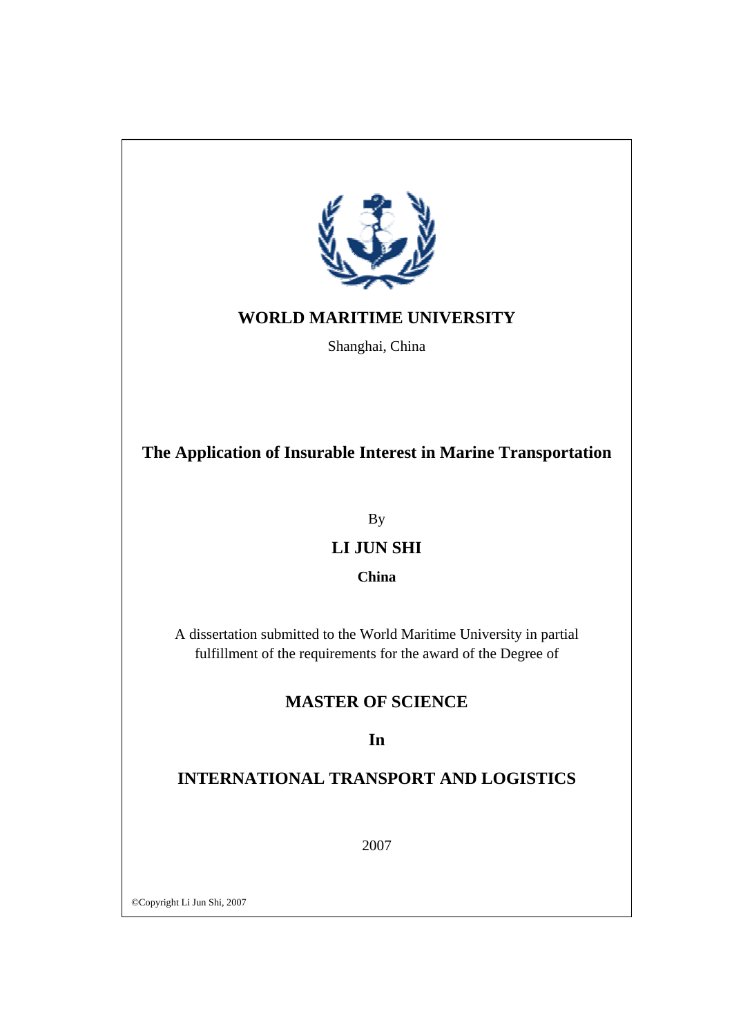**WORLD MARITIME UNIVERSITY**

Shanghai, China

# The Application of Insurable Interest in Marine Transportation

By

**LI JUN SHI**

**China**

A dissertation submitted to the World Maritime University in partial fulfillment of the requirements for the award of the Degree of

## MASTER OF SCIENCE

## In

## INTERNATIONAL TRANSPORT AND LOGISTICS

2007

©Copyright Li Jun Shi, 2007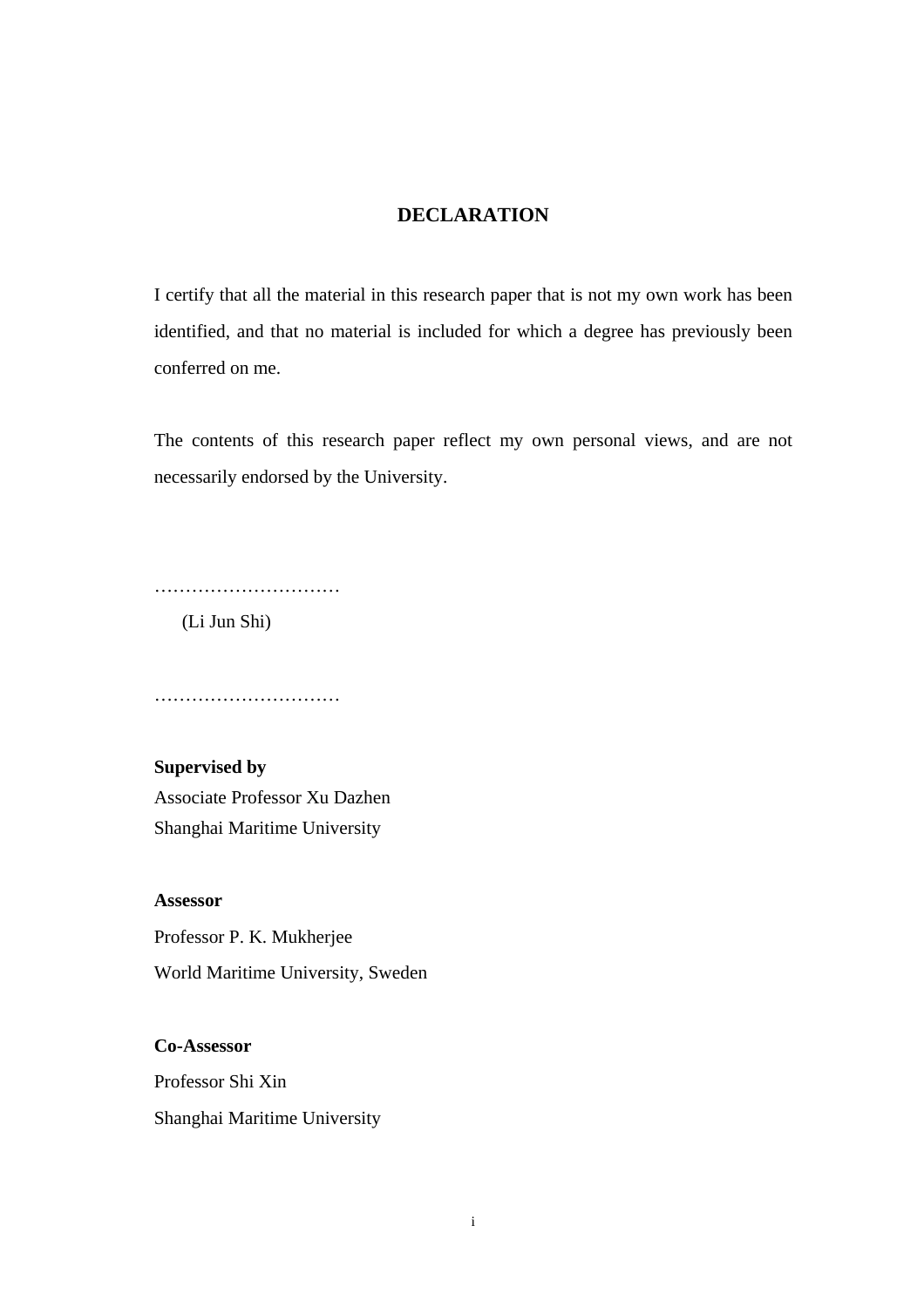# DECLARATION

I certify that all the material in this research paper that is not my own work has been identified, and that no material is included for which a degree has previously been conferred on me.

The contents of this research paper reflect my own personal views, and are not necessarily endorsed by the University.

…………………………

(Li Jun Shi)

…………………………

**Supervised by**
Associate Professor Xu Dazhen
Shanghai Maritime University

**Assessor**
Professor P. K. Mukherjee
World Maritime University, Sweden

**Co-Assessor**
Professor Shi Xin
Shanghai Maritime University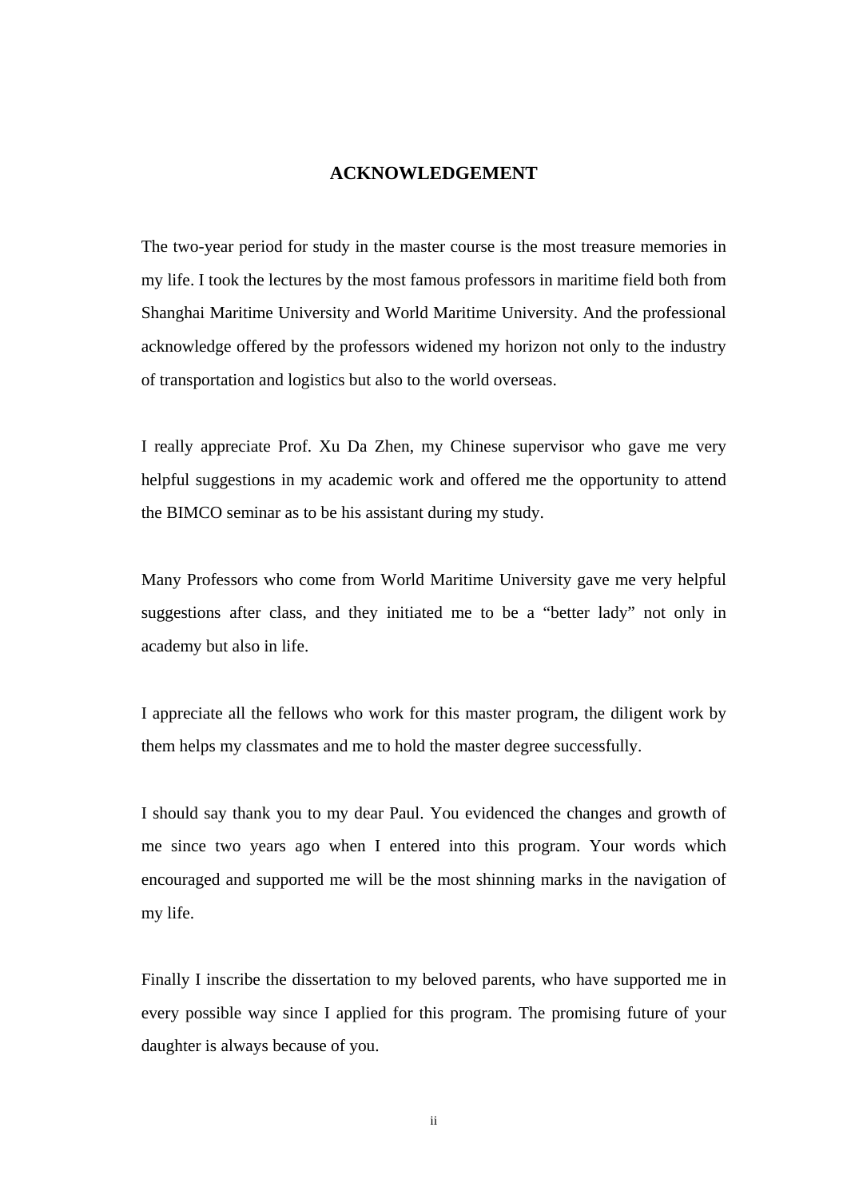# ACKNOWLEDGEMENT

The two-year period for study in the master course is the most treasure memories in my life. I took the lectures by the most famous professors in maritime field both from Shanghai Maritime University and World Maritime University. And the professional acknowledge offered by the professors widened my horizon not only to the industry of transportation and logistics but also to the world overseas.

I really appreciate Prof. Xu Da Zhen, my Chinese supervisor who gave me very helpful suggestions in my academic work and offered me the opportunity to attend the BIMCO seminar as to be his assistant during my study.

Many Professors who come from World Maritime University gave me very helpful suggestions after class, and they initiated me to be a "better lady" not only in academy but also in life.

I appreciate all the fellows who work for this master program, the diligent work by them helps my classmates and me to hold the master degree successfully.

I should say thank you to my dear Paul. You evidenced the changes and growth of me since two years ago when I entered into this program. Your words which encouraged and supported me will be the most shinning marks in the navigation of my life.

Finally I inscribe the dissertation to my beloved parents, who have supported me in every possible way since I applied for this program. The promising future of your daughter is always because of you.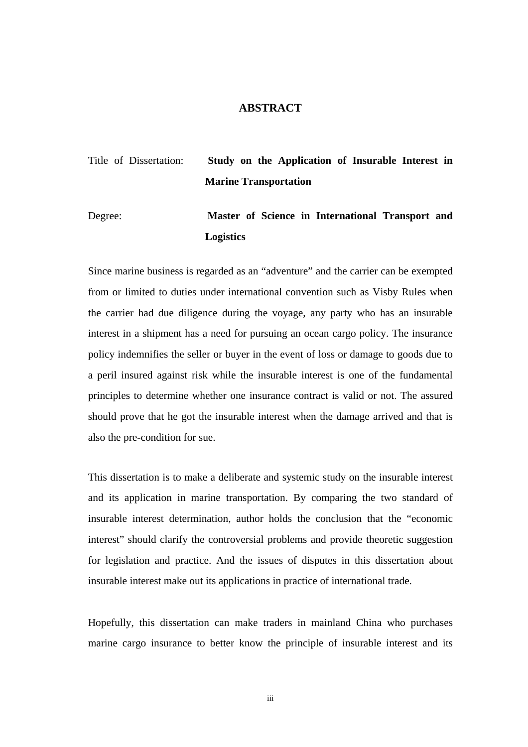# ABSTRACT

Title of Dissertation: **Study on the Application of Insurable Interest in Marine Transportation**

Degree: **Master of Science in International Transport and Logistics**

Since marine business is regarded as an "adventure" and the carrier can be exempted from or limited to duties under international convention such as Visby Rules when the carrier had due diligence during the voyage, any party who has an insurable interest in a shipment has a need for pursuing an ocean cargo policy. The insurance policy indemnifies the seller or buyer in the event of loss or damage to goods due to a peril insured against risk while the insurable interest is one of the fundamental principles to determine whether one insurance contract is valid or not. The assured should prove that he got the insurable interest when the damage arrived and that is also the pre-condition for sue.

This dissertation is to make a deliberate and systemic study on the insurable interest and its application in marine transportation. By comparing the two standard of insurable interest determination, author holds the conclusion that the "economic interest" should clarify the controversial problems and provide theoretic suggestion for legislation and practice. And the issues of disputes in this dissertation about insurable interest make out its applications in practice of international trade.

Hopefully, this dissertation can make traders in mainland China who purchases marine cargo insurance to better know the principle of insurable interest and its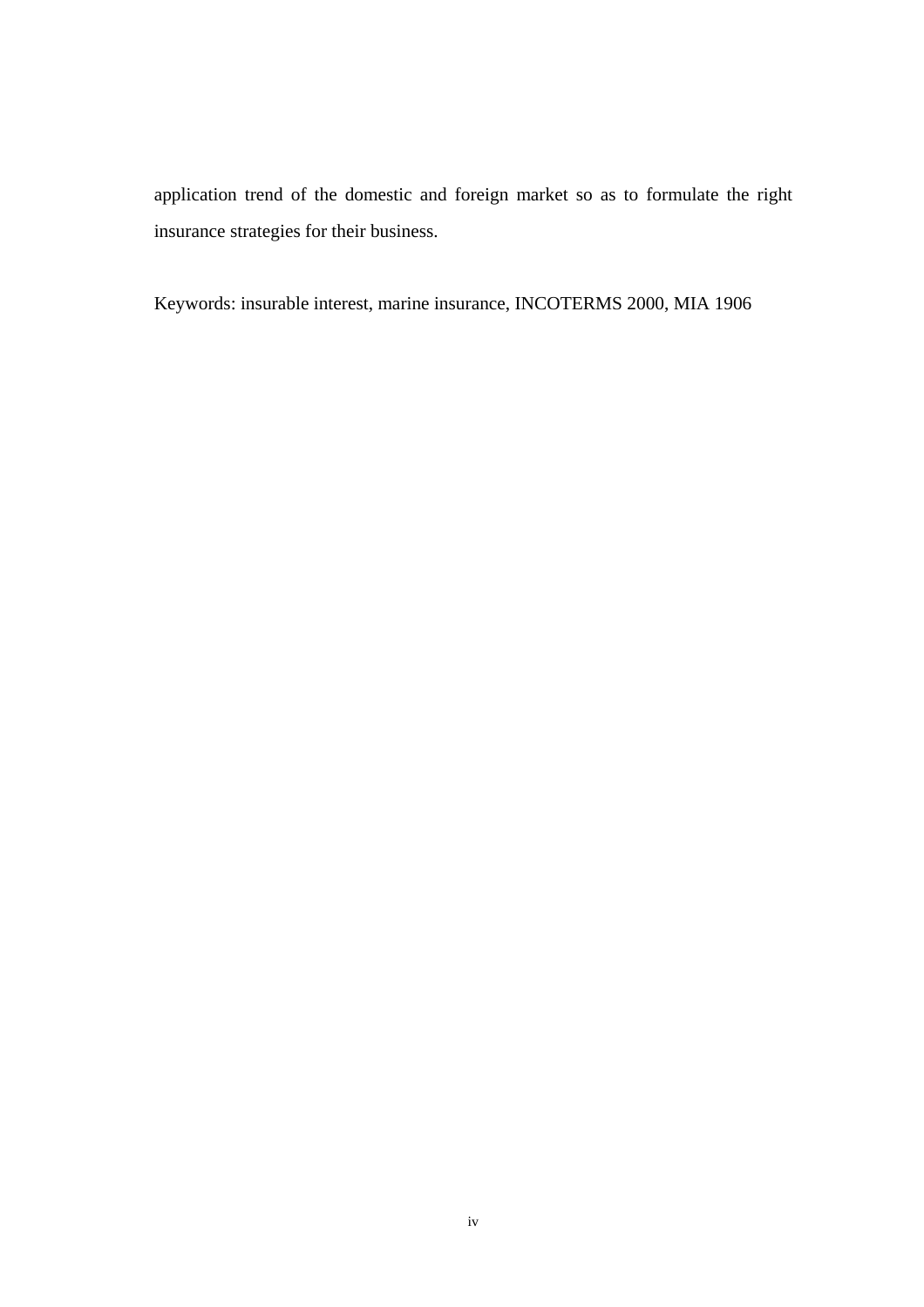application trend of the domestic and foreign market so as to formulate the right insurance strategies for their business.

Keywords: insurable interest, marine insurance, INCOTERMS 2000, MIA 1906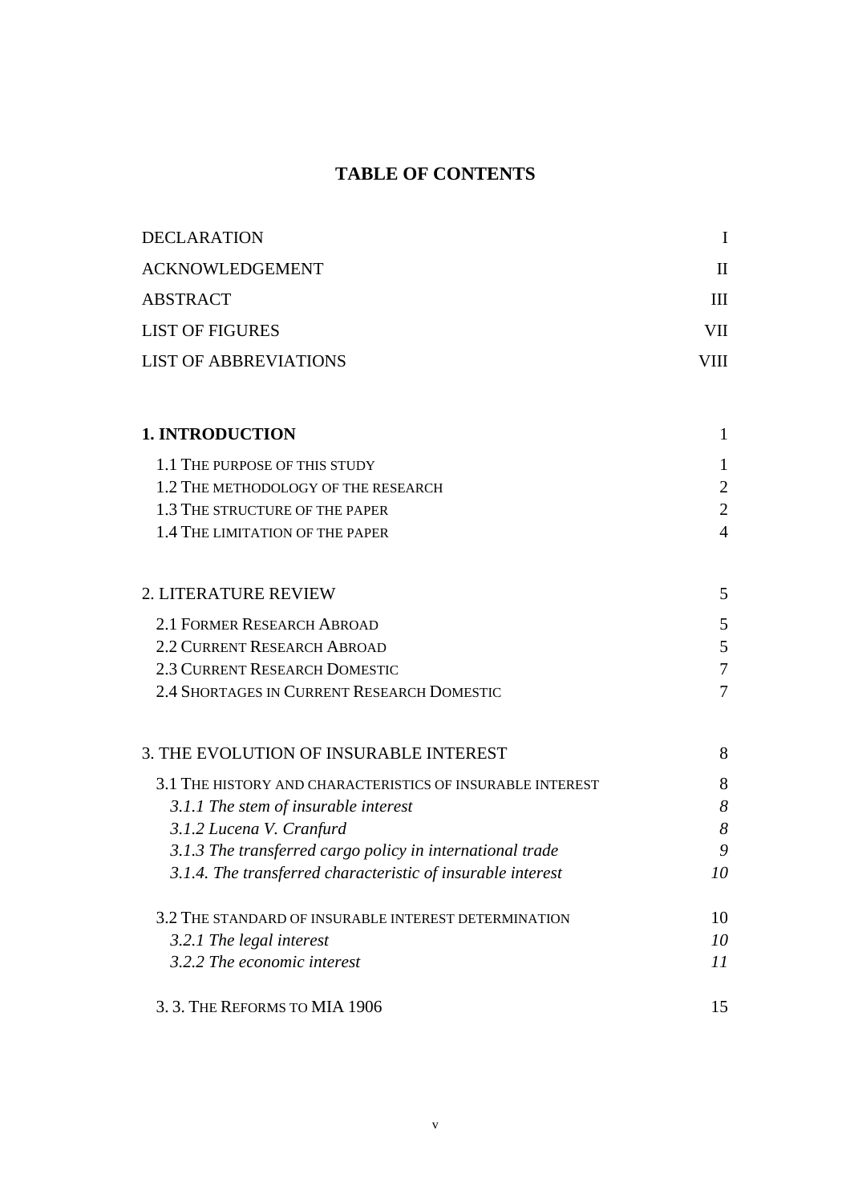# TABLE OF CONTENTS

| | |
|---|---|
| DECLARATION | I |
| ACKNOWLEDGEMENT | II |
| ABSTRACT | III |
| LIST OF FIGURES | VII |
| LIST OF ABBREVIATIONS | VIII |

| | |
|---|---|
| **1. INTRODUCTION** | 1 |
| 1.1 THE PURPOSE OF THIS STUDY | 1 |
| 1.2 THE METHODOLOGY OF THE RESEARCH | 2 |
| 1.3 THE STRUCTURE OF THE PAPER | 2 |
| 1.4 THE LIMITATION OF THE PAPER | 4 |

| | |
|---|---|
| 2. LITERATURE REVIEW | 5 |
| 2.1 FORMER RESEARCH ABROAD | 5 |
| 2.2 CURRENT RESEARCH ABROAD | 5 |
| 2.3 CURRENT RESEARCH DOMESTIC | 7 |
| 2.4 SHORTAGES IN CURRENT RESEARCH DOMESTIC | 7 |

| | |
|---|---|
| 3. THE EVOLUTION OF INSURABLE INTEREST | 8 |
| 3.1 THE HISTORY AND CHARACTERISTICS OF INSURABLE INTEREST | 8 |
| *3.1.1 The stem of insurable interest* | *8* |
| *3.1.2 Lucena V. Cranfurd* | *8* |
| *3.1.3 The transferred cargo policy in international trade* | *9* |
| *3.1.4. The transferred characteristic of insurable interest* | *10* |
| 3.2 THE STANDARD OF INSURABLE INTEREST DETERMINATION | 10 |
| *3.2.1 The legal interest* | *10* |
| *3.2.2 The economic interest* | *11* |
| 3. 3. THE REFORMS TO MIA 1906 | 15 |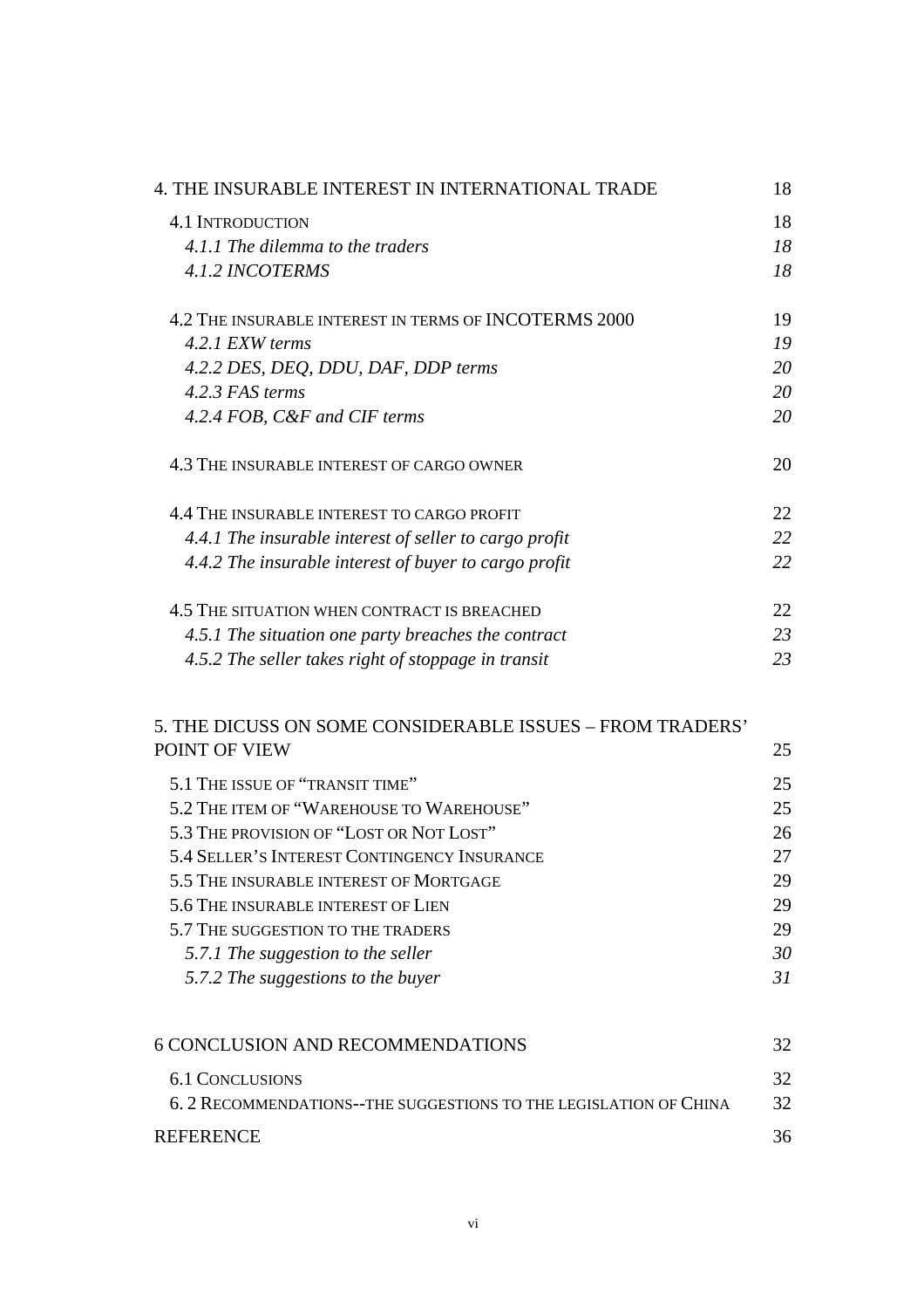4. THE INSURABLE INTEREST IN INTERNATIONAL TRADE 18

- 4.1 INTRODUCTION 18
  - *4.1.1 The dilemma to the traders 18*
  - *4.1.2 INCOTERMS 18*
- 4.2 THE INSURABLE INTEREST IN TERMS OF INCOTERMS 2000 19
  - *4.2.1 EXW terms 19*
  - *4.2.2 DES, DEQ, DDU, DAF, DDP terms 20*
  - *4.2.3 FAS terms 20*
  - *4.2.4 FOB, C&F and CIF terms 20*
- 4.3 THE INSURABLE INTEREST OF CARGO OWNER 20
- 4.4 THE INSURABLE INTEREST TO CARGO PROFIT 22
  - *4.4.1 The insurable interest of seller to cargo profit 22*
  - *4.4.2 The insurable interest of buyer to cargo profit 22*
- 4.5 THE SITUATION WHEN CONTRACT IS BREACHED 22
  - *4.5.1 The situation one party breaches the contract 23*
  - *4.5.2 The seller takes right of stoppage in transit 23*

5. THE DICUSS ON SOME CONSIDERABLE ISSUES – FROM TRADERS' POINT OF VIEW 25

- 5.1 THE ISSUE OF "TRANSIT TIME" 25
- 5.2 THE ITEM OF "WAREHOUSE TO WAREHOUSE" 25
- 5.3 THE PROVISION OF "LOST OR NOT LOST" 26
- 5.4 SELLER'S INTEREST CONTINGENCY INSURANCE 27
- 5.5 THE INSURABLE INTEREST OF MORTGAGE 29
- 5.6 THE INSURABLE INTEREST OF LIEN 29
- 5.7 THE SUGGESTION TO THE TRADERS 29
  - *5.7.1 The suggestion to the seller 30*
  - *5.7.2 The suggestions to the buyer 31*

6 CONCLUSION AND RECOMMENDATIONS 32

- 6.1 CONCLUSIONS 32
- 6. 2 RECOMMENDATIONS--THE SUGGESTIONS TO THE LEGISLATION OF CHINA 32

REFERENCE 36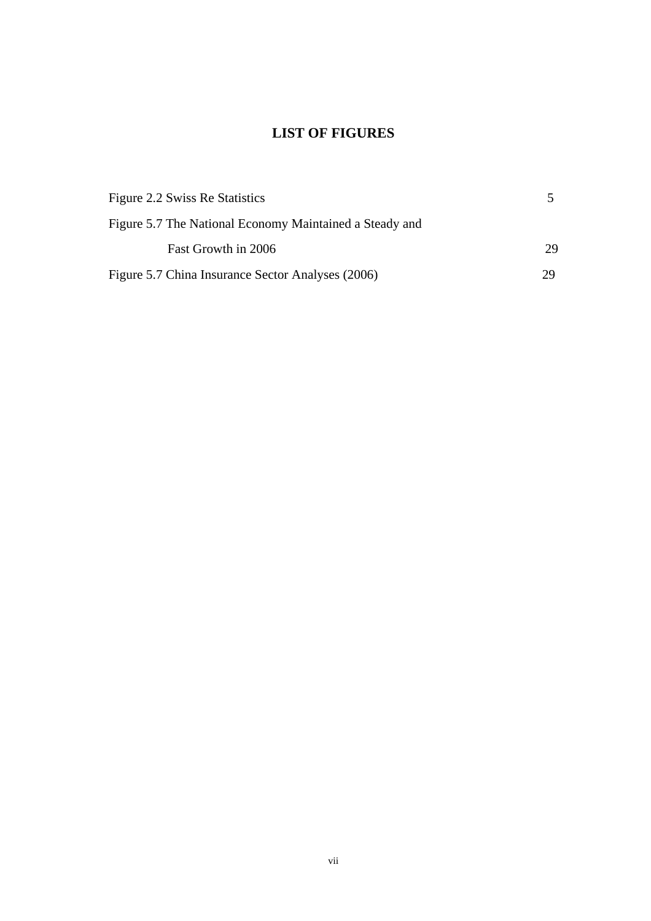# LIST OF FIGURES

Figure 2.2 Swiss Re Statistics 5

Figure 5.7 The National Economy Maintained a Steady and Fast Growth in 2006 29

Figure 5.7 China Insurance Sector Analyses (2006) 29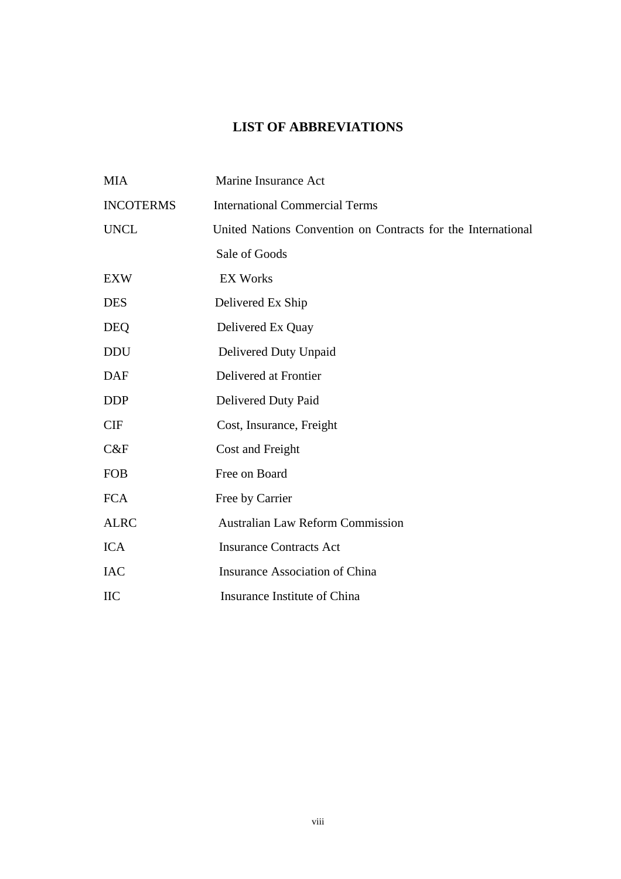# LIST OF ABBREVIATIONS

| | |
|---|---|
| MIA | Marine Insurance Act |
| INCOTERMS | International Commercial Terms |
| UNCL | United Nations Convention on Contracts for the International Sale of Goods |
| EXW | EX Works |
| DES | Delivered Ex Ship |
| DEQ | Delivered Ex Quay |
| DDU | Delivered Duty Unpaid |
| DAF | Delivered at Frontier |
| DDP | Delivered Duty Paid |
| CIF | Cost, Insurance, Freight |
| C&F | Cost and Freight |
| FOB | Free on Board |
| FCA | Free by Carrier |
| ALRC | Australian Law Reform Commission |
| ICA | Insurance Contracts Act |
| IAC | Insurance Association of China |
| IIC | Insurance Institute of China |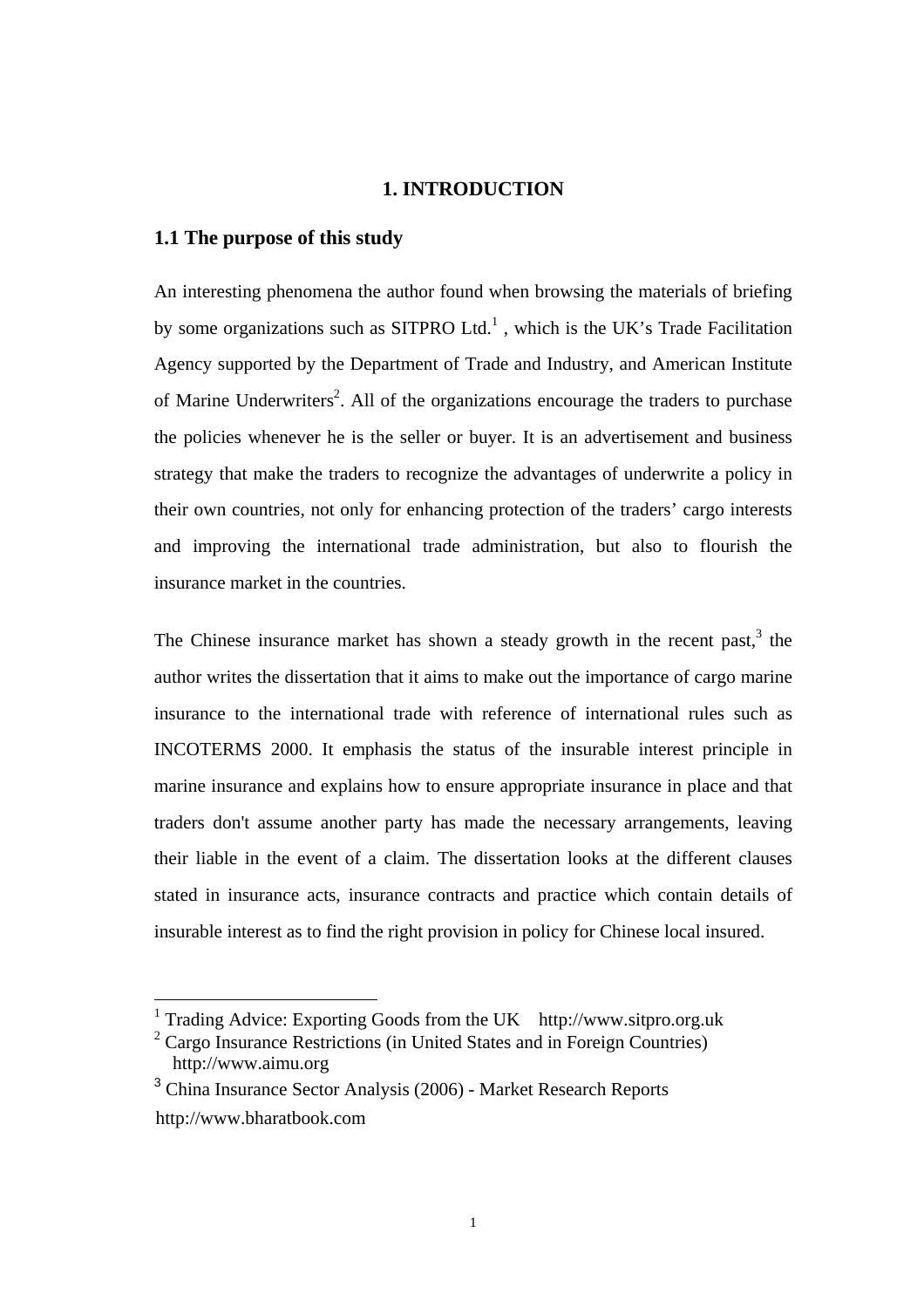# 1. INTRODUCTION

## 1.1 The purpose of this study

An interesting phenomena the author found when browsing the materials of briefing by some organizations such as SITPRO Ltd.[1] , which is the UK's Trade Facilitation Agency supported by the Department of Trade and Industry, and American Institute of Marine Underwriters[2]. All of the organizations encourage the traders to purchase the policies whenever he is the seller or buyer. It is an advertisement and business strategy that make the traders to recognize the advantages of underwrite a policy in their own countries, not only for enhancing protection of the traders' cargo interests and improving the international trade administration, but also to flourish the insurance market in the countries.

The Chinese insurance market has shown a steady growth in the recent past,[3] the author writes the dissertation that it aims to make out the importance of cargo marine insurance to the international trade with reference of international rules such as INCOTERMS 2000. It emphasis the status of the insurable interest principle in marine insurance and explains how to ensure appropriate insurance in place and that traders don't assume another party has made the necessary arrangements, leaving their liable in the event of a claim. The dissertation looks at the different clauses stated in insurance acts, insurance contracts and practice which contain details of insurable interest as to find the right provision in policy for Chinese local insured.

---

[1] Trading Advice: Exporting Goods from the UK http://www.sitpro.org.uk

[2] Cargo Insurance Restrictions (in United States and in Foreign Countries) http://www.aimu.org

[3] China Insurance Sector Analysis (2006) - Market Research Reports http://www.bharatbook.com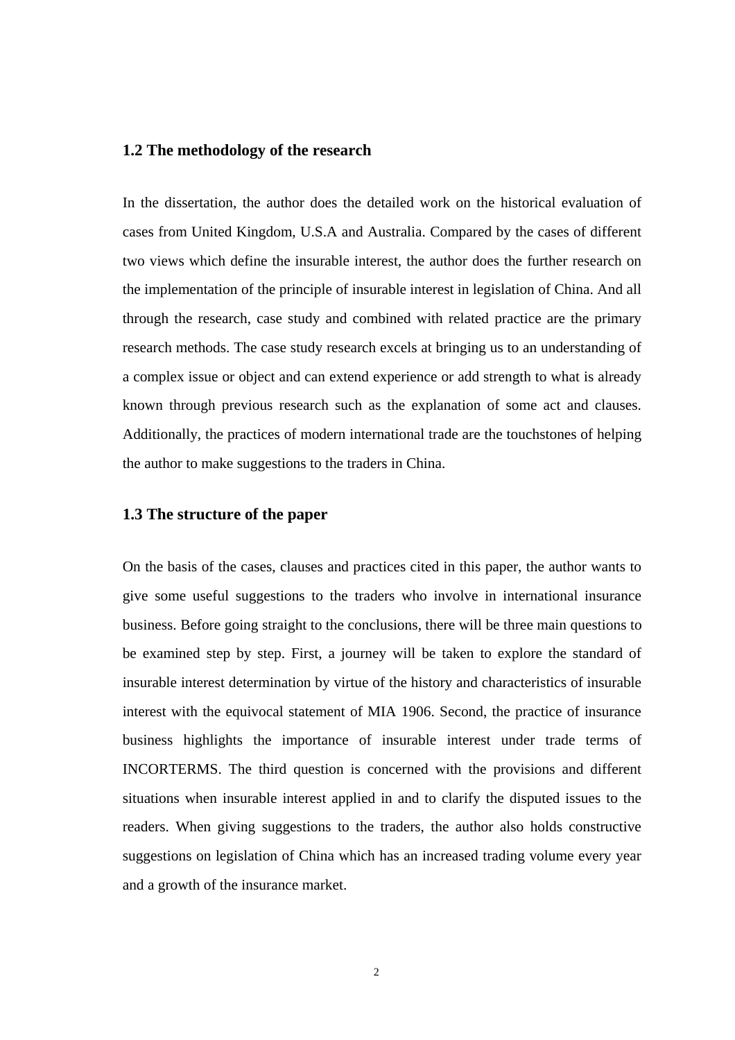### 1.2 The methodology of the research

In the dissertation, the author does the detailed work on the historical evaluation of cases from United Kingdom, U.S.A and Australia. Compared by the cases of different two views which define the insurable interest, the author does the further research on the implementation of the principle of insurable interest in legislation of China. And all through the research, case study and combined with related practice are the primary research methods. The case study research excels at bringing us to an understanding of a complex issue or object and can extend experience or add strength to what is already known through previous research such as the explanation of some act and clauses. Additionally, the practices of modern international trade are the touchstones of helping the author to make suggestions to the traders in China.

### 1.3 The structure of the paper

On the basis of the cases, clauses and practices cited in this paper, the author wants to give some useful suggestions to the traders who involve in international insurance business. Before going straight to the conclusions, there will be three main questions to be examined step by step. First, a journey will be taken to explore the standard of insurable interest determination by virtue of the history and characteristics of insurable interest with the equivocal statement of MIA 1906. Second, the practice of insurance business highlights the importance of insurable interest under trade terms of INCORTERMS. The third question is concerned with the provisions and different situations when insurable interest applied in and to clarify the disputed issues to the readers. When giving suggestions to the traders, the author also holds constructive suggestions on legislation of China which has an increased trading volume every year and a growth of the insurance market.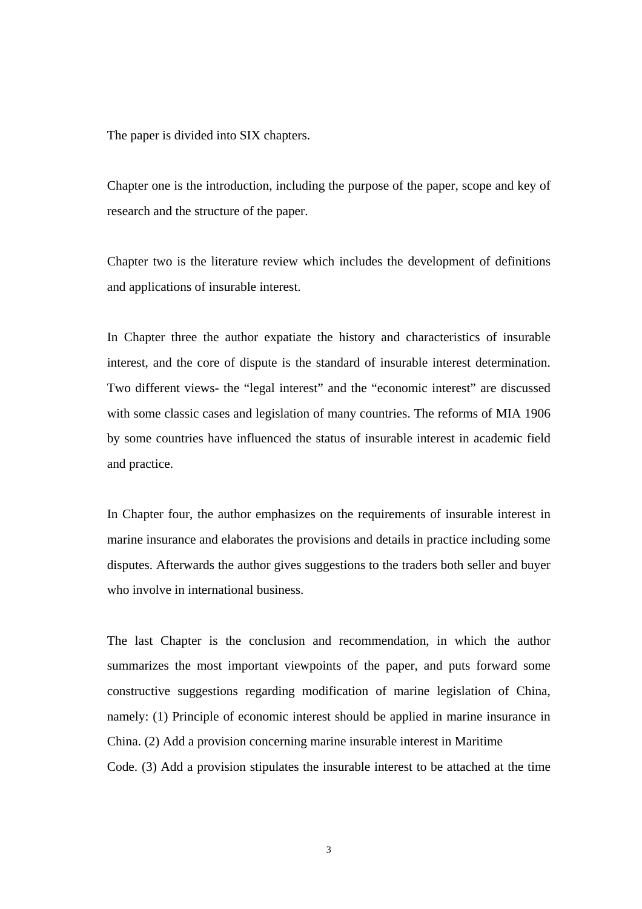The paper is divided into SIX chapters.

Chapter one is the introduction, including the purpose of the paper, scope and key of research and the structure of the paper.

Chapter two is the literature review which includes the development of definitions and applications of insurable interest.

In Chapter three the author expatiate the history and characteristics of insurable interest, and the core of dispute is the standard of insurable interest determination. Two different views- the "legal interest" and the "economic interest" are discussed with some classic cases and legislation of many countries. The reforms of MIA 1906 by some countries have influenced the status of insurable interest in academic field and practice.

In Chapter four, the author emphasizes on the requirements of insurable interest in marine insurance and elaborates the provisions and details in practice including some disputes. Afterwards the author gives suggestions to the traders both seller and buyer who involve in international business.

The last Chapter is the conclusion and recommendation, in which the author summarizes the most important viewpoints of the paper, and puts forward some constructive suggestions regarding modification of marine legislation of China, namely: (1) Principle of economic interest should be applied in marine insurance in China. (2) Add a provision concerning marine insurable interest in Maritime Code. (3) Add a provision stipulates the insurable interest to be attached at the time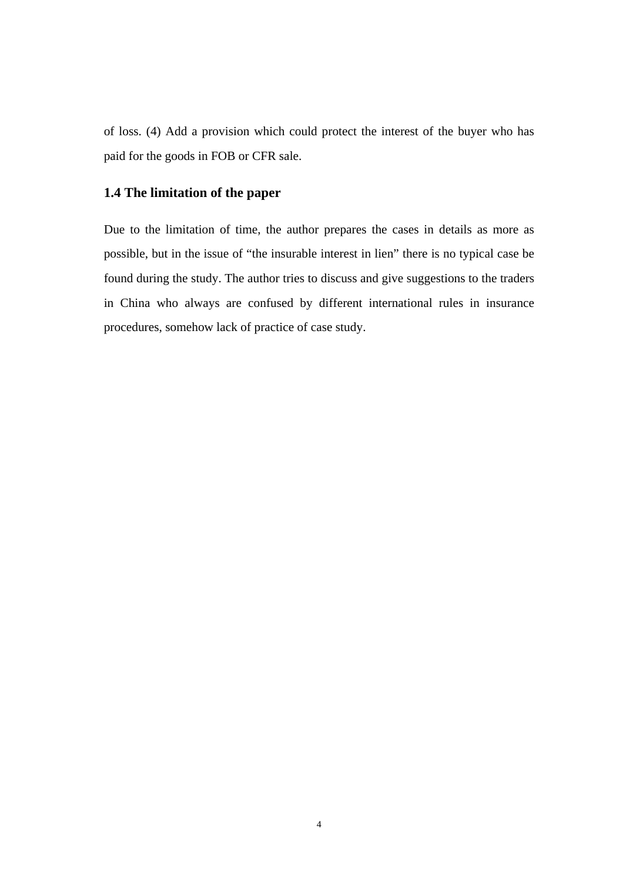of loss. (4) Add a provision which could protect the interest of the buyer who has paid for the goods in FOB or CFR sale.

### 1.4 The limitation of the paper

Due to the limitation of time, the author prepares the cases in details as more as possible, but in the issue of "the insurable interest in lien" there is no typical case be found during the study. The author tries to discuss and give suggestions to the traders in China who always are confused by different international rules in insurance procedures, somehow lack of practice of case study.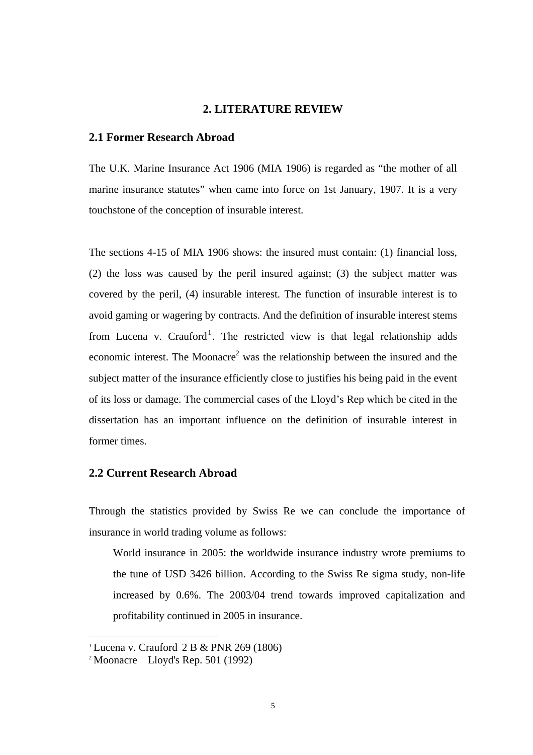# 2. LITERATURE REVIEW

## 2.1 Former Research Abroad

The U.K. Marine Insurance Act 1906 (MIA 1906) is regarded as "the mother of all marine insurance statutes" when came into force on 1st January, 1907. It is a very touchstone of the conception of insurable interest.

The sections 4-15 of MIA 1906 shows: the insured must contain: (1) financial loss, (2) the loss was caused by the peril insured against; (3) the subject matter was covered by the peril, (4) insurable interest. The function of insurable interest is to avoid gaming or wagering by contracts. And the definition of insurable interest stems from Lucena v. Crauford[1]. The restricted view is that legal relationship adds economic interest. The Moonacre[2] was the relationship between the insured and the subject matter of the insurance efficiently close to justifies his being paid in the event of its loss or damage. The commercial cases of the Lloyd's Rep which be cited in the dissertation has an important influence on the definition of insurable interest in former times.

## 2.2 Current Research Abroad

Through the statistics provided by Swiss Re we can conclude the importance of insurance in world trading volume as follows:

> World insurance in 2005: the worldwide insurance industry wrote premiums to the tune of USD 3426 billion. According to the Swiss Re sigma study, non-life increased by 0.6%. The 2003/04 trend towards improved capitalization and profitability continued in 2005 in insurance.

---

[1] Lucena v. Crauford 2 B & PNR 269 (1806)

[2] Moonacre Lloyd's Rep. 501 (1992)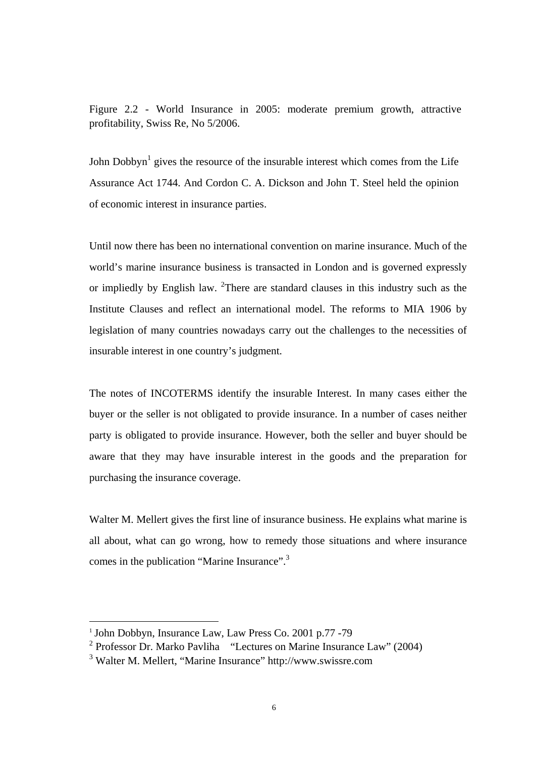Figure 2.2 - World Insurance in 2005: moderate premium growth, attractive profitability, Swiss Re, No 5/2006.

John Dobbyn[1] gives the resource of the insurable interest which comes from the Life Assurance Act 1744. And Cordon C. A. Dickson and John T. Steel held the opinion of economic interest in insurance parties.

Until now there has been no international convention on marine insurance. Much of the world's marine insurance business is transacted in London and is governed expressly or impliedly by English law. [2]There are standard clauses in this industry such as the Institute Clauses and reflect an international model. The reforms to MIA 1906 by legislation of many countries nowadays carry out the challenges to the necessities of insurable interest in one country's judgment.

The notes of INCOTERMS identify the insurable Interest. In many cases either the buyer or the seller is not obligated to provide insurance. In a number of cases neither party is obligated to provide insurance. However, both the seller and buyer should be aware that they may have insurable interest in the goods and the preparation for purchasing the insurance coverage.

Walter M. Mellert gives the first line of insurance business. He explains what marine is all about, what can go wrong, how to remedy those situations and where insurance comes in the publication "Marine Insurance".[3]

---

[1] John Dobbyn, Insurance Law, Law Press Co. 2001 p.77 -79

[2] Professor Dr. Marko Pavliha "Lectures on Marine Insurance Law" (2004)

[3] Walter M. Mellert, "Marine Insurance" http://www.swissre.com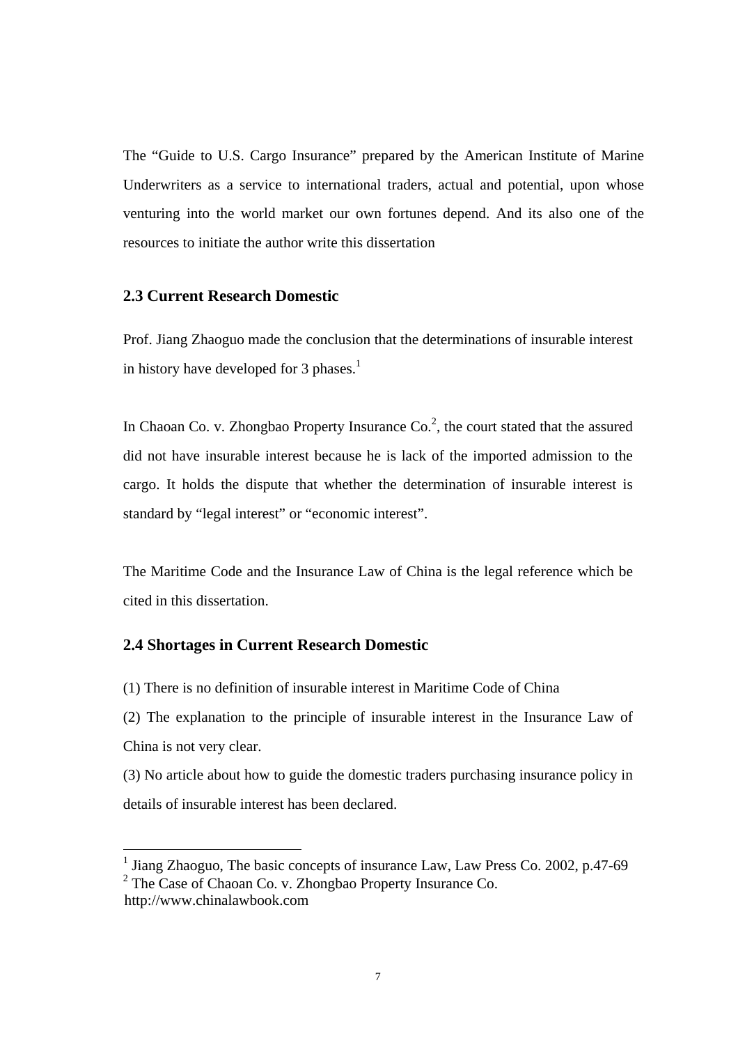The “Guide to U.S. Cargo Insurance” prepared by the American Institute of Marine Underwriters as a service to international traders, actual and potential, upon whose venturing into the world market our own fortunes depend. And its also one of the resources to initiate the author write this dissertation

### 2.3 Current Research Domestic

Prof. Jiang Zhaoguo made the conclusion that the determinations of insurable interest in history have developed for 3 phases.[1]

In Chaoan Co. v. Zhongbao Property Insurance Co.[2], the court stated that the assured did not have insurable interest because he is lack of the imported admission to the cargo. It holds the dispute that whether the determination of insurable interest is standard by “legal interest” or “economic interest”.

The Maritime Code and the Insurance Law of China is the legal reference which be cited in this dissertation.

### 2.4 Shortages in Current Research Domestic

(1) There is no definition of insurable interest in Maritime Code of China

(2) The explanation to the principle of insurable interest in the Insurance Law of China is not very clear.

(3) No article about how to guide the domestic traders purchasing insurance policy in details of insurable interest has been declared.

---

[1] Jiang Zhaoguo, The basic concepts of insurance Law, Law Press Co. 2002, p.47-69

[2] The Case of Chaoan Co. v. Zhongbao Property Insurance Co. http://www.chinalawbook.com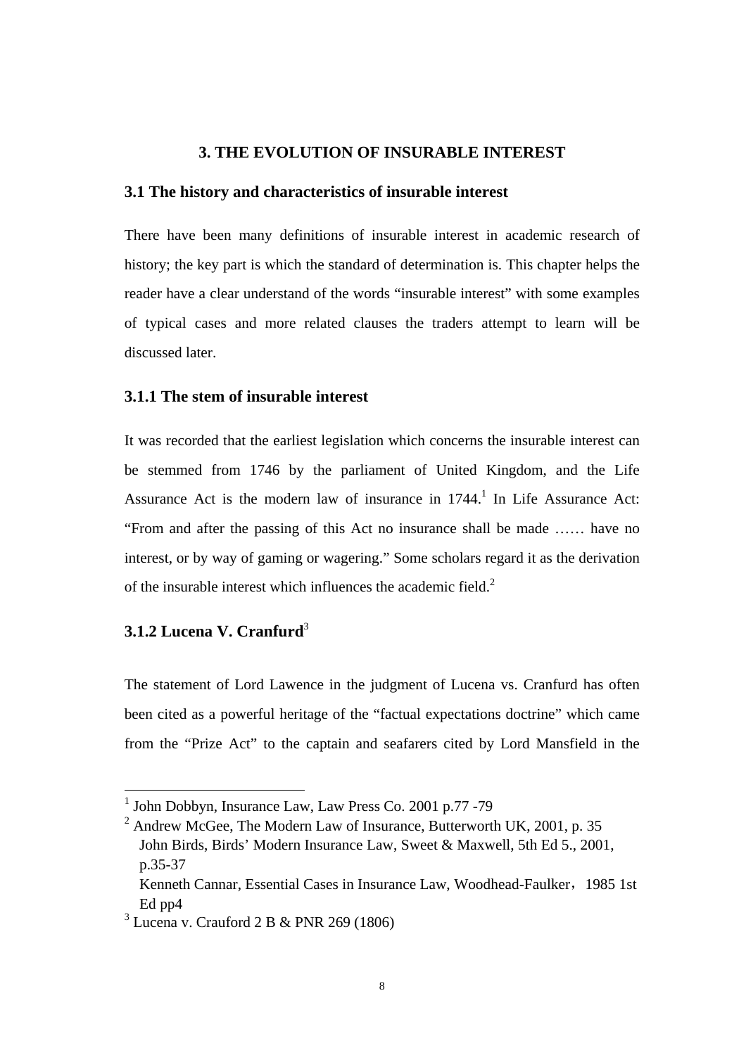# 3. THE EVOLUTION OF INSURABLE INTEREST

## 3.1 The history and characteristics of insurable interest

There have been many definitions of insurable interest in academic research of history; the key part is which the standard of determination is. This chapter helps the reader have a clear understand of the words "insurable interest" with some examples of typical cases and more related clauses the traders attempt to learn will be discussed later.

### 3.1.1 The stem of insurable interest

It was recorded that the earliest legislation which concerns the insurable interest can be stemmed from 1746 by the parliament of United Kingdom, and the Life Assurance Act is the modern law of insurance in 1744.[1] In Life Assurance Act: "From and after the passing of this Act no insurance shall be made …… have no interest, or by way of gaming or wagering." Some scholars regard it as the derivation of the insurable interest which influences the academic field.[2]

### 3.1.2 Lucena V. Cranfurd[3]

The statement of Lord Lawence in the judgment of Lucena vs. Cranfurd has often been cited as a powerful heritage of the "factual expectations doctrine" which came from the "Prize Act" to the captain and seafarers cited by Lord Mansfield in the

---

[1] John Dobbyn, Insurance Law, Law Press Co. 2001 p.77 -79

[2] Andrew McGee, The Modern Law of Insurance, Butterworth UK, 2001, p. 35
John Birds, Birds' Modern Insurance Law, Sweet & Maxwell, 5th Ed 5., 2001, p.35-37
Kenneth Cannar, Essential Cases in Insurance Law, Woodhead-Faulker，1985 1st Ed pp4

[3] Lucena v. Crauford 2 B & PNR 269 (1806)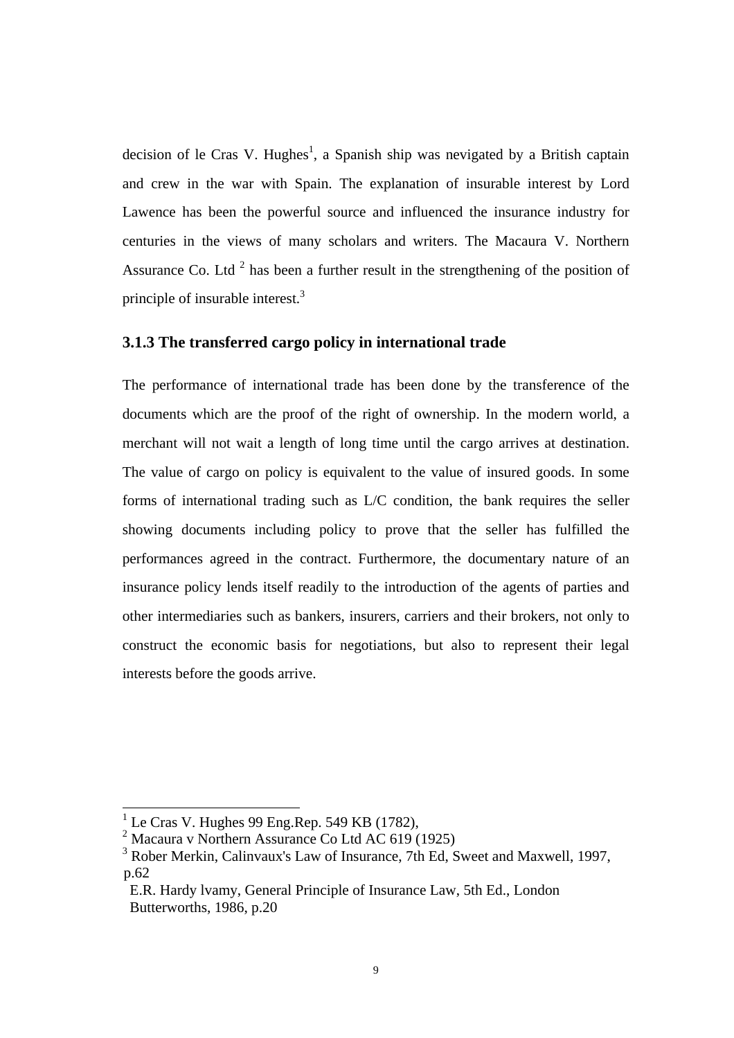decision of le Cras V. Hughes[1], a Spanish ship was nevigated by a British captain and crew in the war with Spain. The explanation of insurable interest by Lord Lawence has been the powerful source and influenced the insurance industry for centuries in the views of many scholars and writers. The Macaura V. Northern Assurance Co. Ltd [2] has been a further result in the strengthening of the position of principle of insurable interest.[3]

### 3.1.3 The transferred cargo policy in international trade

The performance of international trade has been done by the transference of the documents which are the proof of the right of ownership. In the modern world, a merchant will not wait a length of long time until the cargo arrives at destination. The value of cargo on policy is equivalent to the value of insured goods. In some forms of international trading such as L/C condition, the bank requires the seller showing documents including policy to prove that the seller has fulfilled the performances agreed in the contract. Furthermore, the documentary nature of an insurance policy lends itself readily to the introduction of the agents of parties and other intermediaries such as bankers, insurers, carriers and their brokers, not only to construct the economic basis for negotiations, but also to represent their legal interests before the goods arrive.

---

[1] Le Cras V. Hughes 99 Eng.Rep. 549 KB (1782),

[2] Macaura v Northern Assurance Co Ltd AC 619 (1925)

[3] Rober Merkin, Calinvaux's Law of Insurance, 7th Ed, Sweet and Maxwell, 1997, p.62

E.R. Hardy lvamy, General Principle of Insurance Law, 5th Ed., London Butterworths, 1986, p.20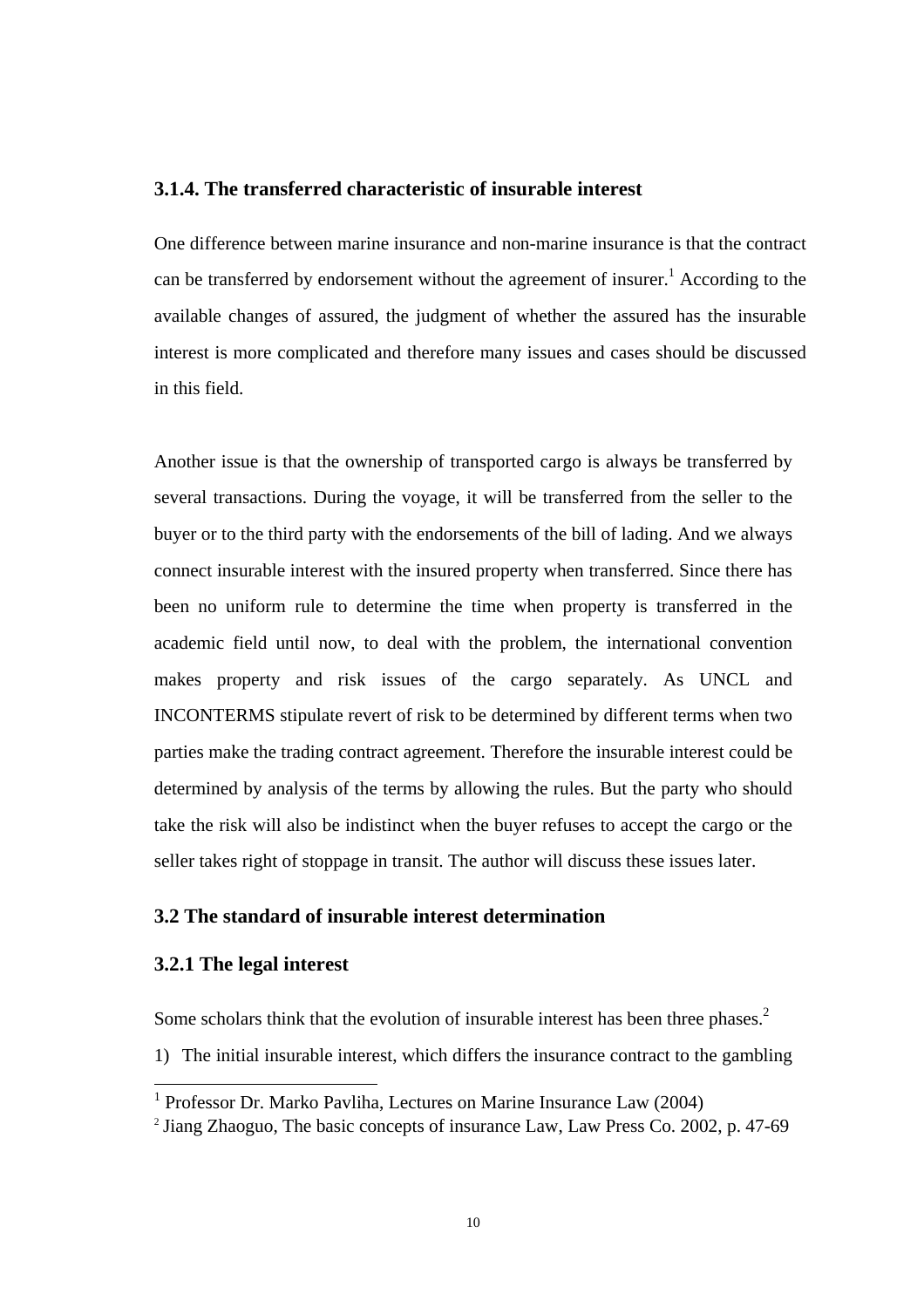### 3.1.4. The transferred characteristic of insurable interest

One difference between marine insurance and non-marine insurance is that the contract can be transferred by endorsement without the agreement of insurer.[1] According to the available changes of assured, the judgment of whether the assured has the insurable interest is more complicated and therefore many issues and cases should be discussed in this field.

Another issue is that the ownership of transported cargo is always be transferred by several transactions. During the voyage, it will be transferred from the seller to the buyer or to the third party with the endorsements of the bill of lading. And we always connect insurable interest with the insured property when transferred. Since there has been no uniform rule to determine the time when property is transferred in the academic field until now, to deal with the problem, the international convention makes property and risk issues of the cargo separately. As UNCL and INCONTERMS stipulate revert of risk to be determined by different terms when two parties make the trading contract agreement. Therefore the insurable interest could be determined by analysis of the terms by allowing the rules. But the party who should take the risk will also be indistinct when the buyer refuses to accept the cargo or the seller takes right of stoppage in transit. The author will discuss these issues later.

## 3.2 The standard of insurable interest determination

### 3.2.1 The legal interest

Some scholars think that the evolution of insurable interest has been three phases.[2]

1) The initial insurable interest, which differs the insurance contract to the gambling

---

[1] Professor Dr. Marko Pavliha, Lectures on Marine Insurance Law (2004)

[2] Jiang Zhaoguo, The basic concepts of insurance Law, Law Press Co. 2002, p. 47-69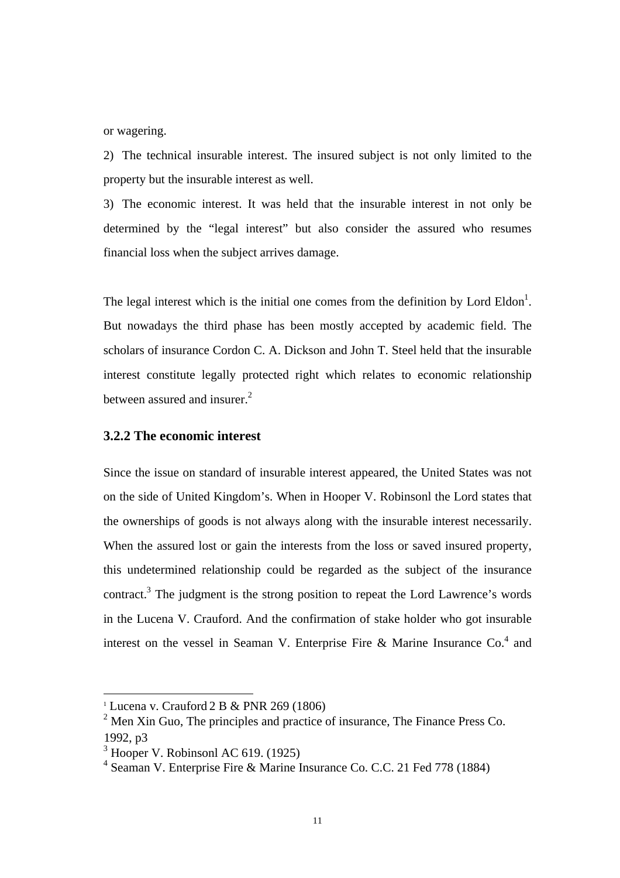or wagering.

2) The technical insurable interest. The insured subject is not only limited to the property but the insurable interest as well.

3) The economic interest. It was held that the insurable interest in not only be determined by the "legal interest" but also consider the assured who resumes financial loss when the subject arrives damage.

The legal interest which is the initial one comes from the definition by Lord Eldon[1]. But nowadays the third phase has been mostly accepted by academic field. The scholars of insurance Cordon C. A. Dickson and John T. Steel held that the insurable interest constitute legally protected right which relates to economic relationship between assured and insurer.[2]

### 3.2.2 The economic interest

Since the issue on standard of insurable interest appeared, the United States was not on the side of United Kingdom's. When in Hooper V. Robinsonl the Lord states that the ownerships of goods is not always along with the insurable interest necessarily. When the assured lost or gain the interests from the loss or saved insured property, this undetermined relationship could be regarded as the subject of the insurance contract.[3] The judgment is the strong position to repeat the Lord Lawrence's words in the Lucena V. Crauford. And the confirmation of stake holder who got insurable interest on the vessel in Seaman V. Enterprise Fire & Marine Insurance Co.[4] and

---

[1] Lucena v. Crauford 2 B & PNR 269 (1806)

[2] Men Xin Guo, The principles and practice of insurance, The Finance Press Co. 1992, p3

[3] Hooper V. Robinsonl AC 619. (1925)

[4] Seaman V. Enterprise Fire & Marine Insurance Co. C.C. 21 Fed 778 (1884)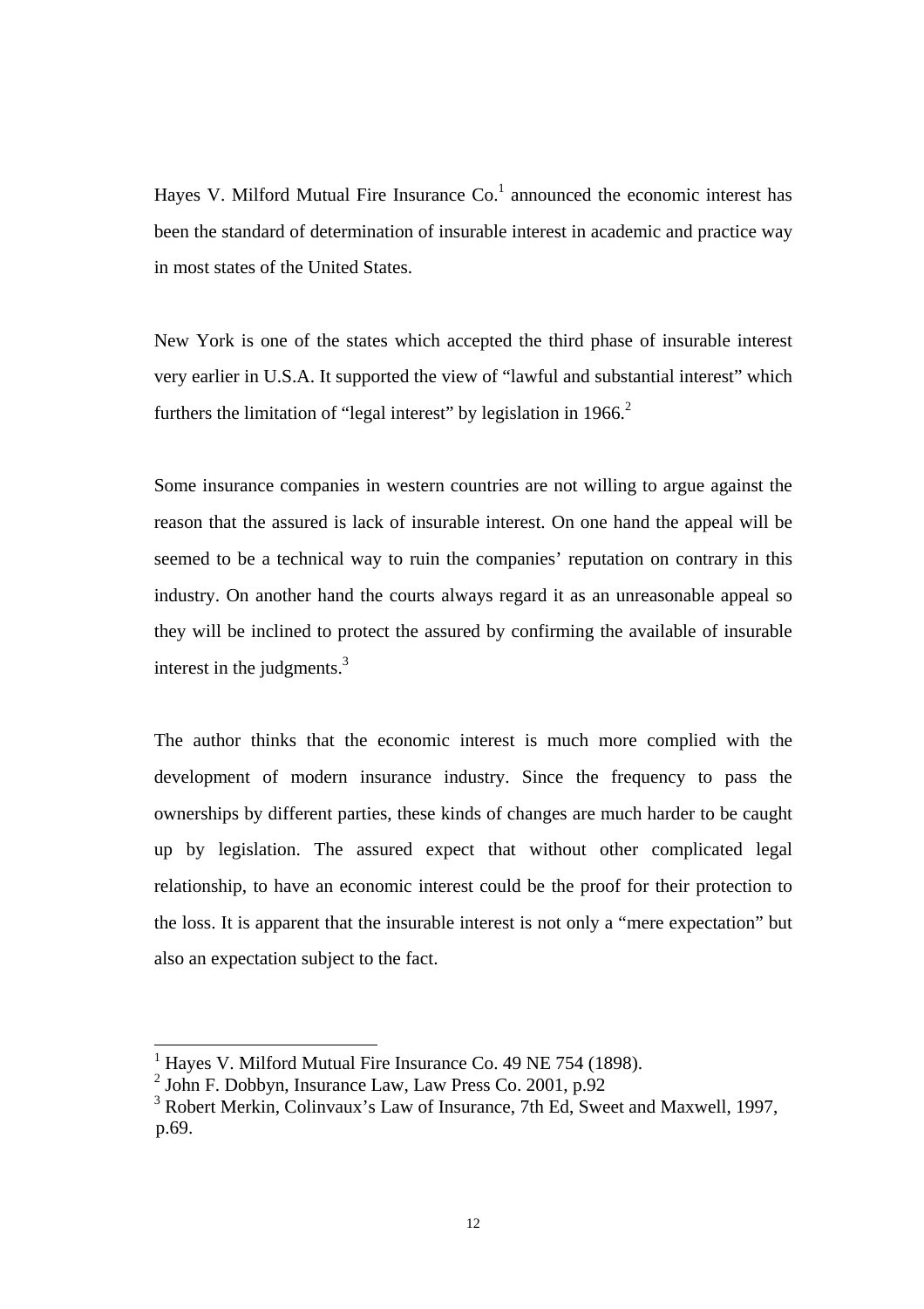Hayes V. Milford Mutual Fire Insurance Co.[1] announced the economic interest has been the standard of determination of insurable interest in academic and practice way in most states of the United States.

New York is one of the states which accepted the third phase of insurable interest very earlier in U.S.A. It supported the view of "lawful and substantial interest" which furthers the limitation of "legal interest" by legislation in 1966.[2]

Some insurance companies in western countries are not willing to argue against the reason that the assured is lack of insurable interest. On one hand the appeal will be seemed to be a technical way to ruin the companies' reputation on contrary in this industry. On another hand the courts always regard it as an unreasonable appeal so they will be inclined to protect the assured by confirming the available of insurable interest in the judgments.[3]

The author thinks that the economic interest is much more complied with the development of modern insurance industry. Since the frequency to pass the ownerships by different parties, these kinds of changes are much harder to be caught up by legislation. The assured expect that without other complicated legal relationship, to have an economic interest could be the proof for their protection to the loss. It is apparent that the insurable interest is not only a "mere expectation" but also an expectation subject to the fact.

---

[1] Hayes V. Milford Mutual Fire Insurance Co. 49 NE 754 (1898).

[2] John F. Dobbyn, Insurance Law, Law Press Co. 2001, p.92

[3] Robert Merkin, Colinvaux's Law of Insurance, 7th Ed, Sweet and Maxwell, 1997, p.69.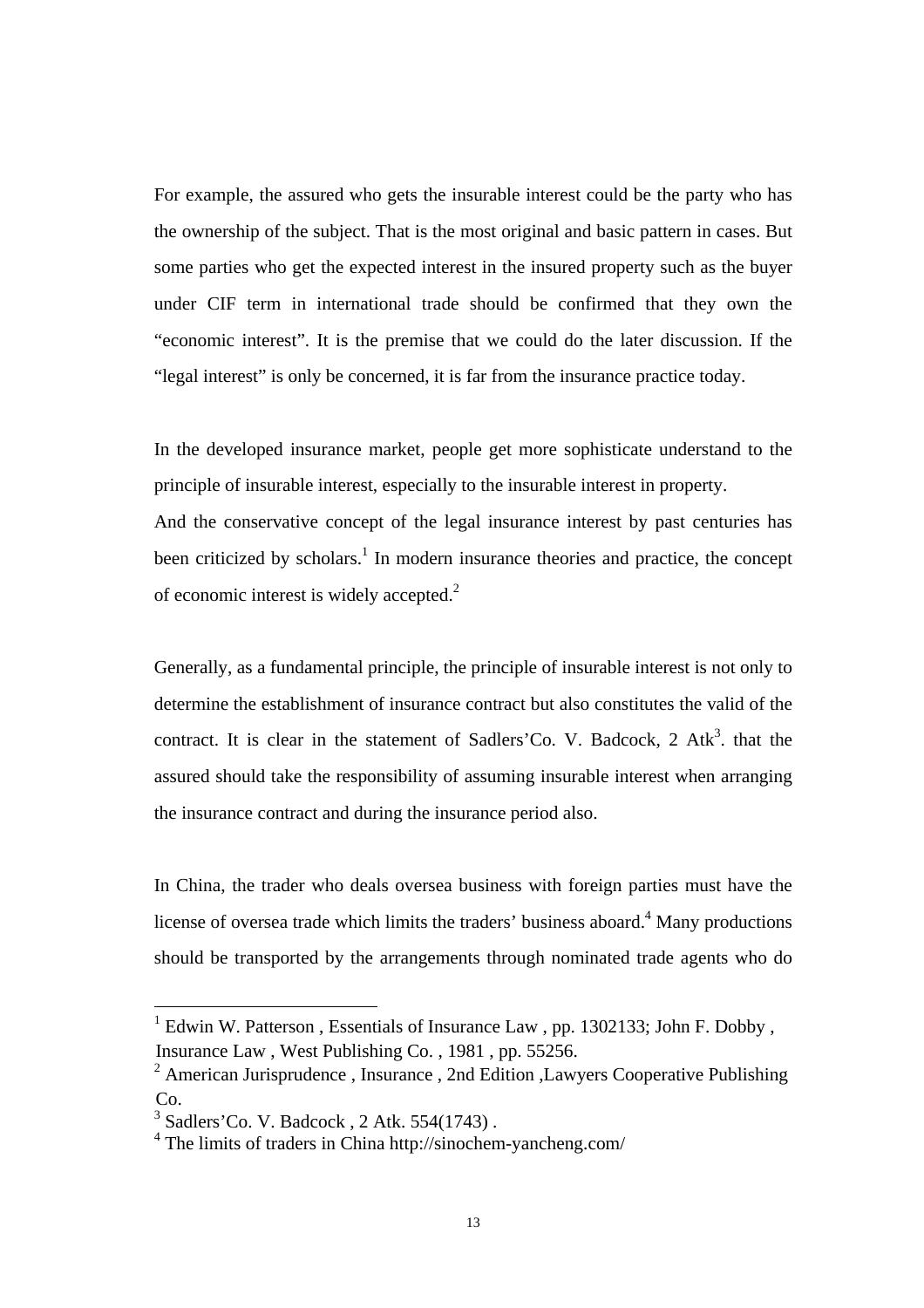For example, the assured who gets the insurable interest could be the party who has the ownership of the subject. That is the most original and basic pattern in cases. But some parties who get the expected interest in the insured property such as the buyer under CIF term in international trade should be confirmed that they own the "economic interest". It is the premise that we could do the later discussion. If the "legal interest" is only be concerned, it is far from the insurance practice today.

In the developed insurance market, people get more sophisticate understand to the principle of insurable interest, especially to the insurable interest in property.
And the conservative concept of the legal insurance interest by past centuries has been criticized by scholars.[1] In modern insurance theories and practice, the concept of economic interest is widely accepted.[2]

Generally, as a fundamental principle, the principle of insurable interest is not only to determine the establishment of insurance contract but also constitutes the valid of the contract. It is clear in the statement of Sadlers'Co. V. Badcock, 2 Atk[3]. that the assured should take the responsibility of assuming insurable interest when arranging the insurance contract and during the insurance period also.

In China, the trader who deals oversea business with foreign parties must have the license of oversea trade which limits the traders' business aboard.[4] Many productions should be transported by the arrangements through nominated trade agents who do

---

[1] Edwin W. Patterson , Essentials of Insurance Law , pp. 1302133; John F. Dobby , Insurance Law , West Publishing Co. , 1981 , pp. 55256.

[2] American Jurisprudence , Insurance , 2nd Edition ,Lawyers Cooperative Publishing Co.

[3] Sadlers'Co. V. Badcock , 2 Atk. 554(1743) .

[4] The limits of traders in China http://sinochem-yancheng.com/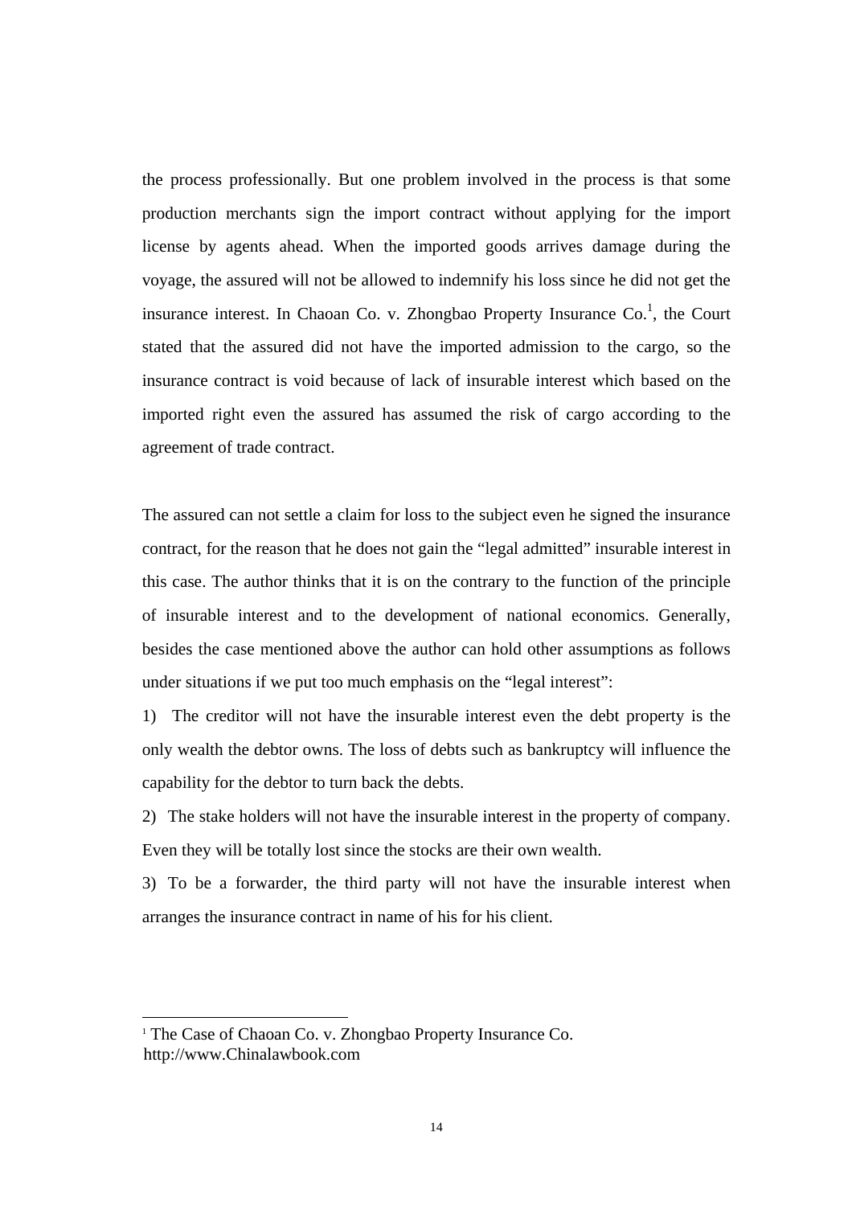the process professionally. But one problem involved in the process is that some production merchants sign the import contract without applying for the import license by agents ahead. When the imported goods arrives damage during the voyage, the assured will not be allowed to indemnify his loss since he did not get the insurance interest. In Chaoan Co. v. Zhongbao Property Insurance Co.[1], the Court stated that the assured did not have the imported admission to the cargo, so the insurance contract is void because of lack of insurable interest which based on the imported right even the assured has assumed the risk of cargo according to the agreement of trade contract.

The assured can not settle a claim for loss to the subject even he signed the insurance contract, for the reason that he does not gain the "legal admitted" insurable interest in this case. The author thinks that it is on the contrary to the function of the principle of insurable interest and to the development of national economics. Generally, besides the case mentioned above the author can hold other assumptions as follows under situations if we put too much emphasis on the "legal interest":

1) The creditor will not have the insurable interest even the debt property is the only wealth the debtor owns. The loss of debts such as bankruptcy will influence the capability for the debtor to turn back the debts.

2) The stake holders will not have the insurable interest in the property of company. Even they will be totally lost since the stocks are their own wealth.

3) To be a forwarder, the third party will not have the insurable interest when arranges the insurance contract in name of his for his client.

---

[1] The Case of Chaoan Co. v. Zhongbao Property Insurance Co. http://www.Chinalawbook.com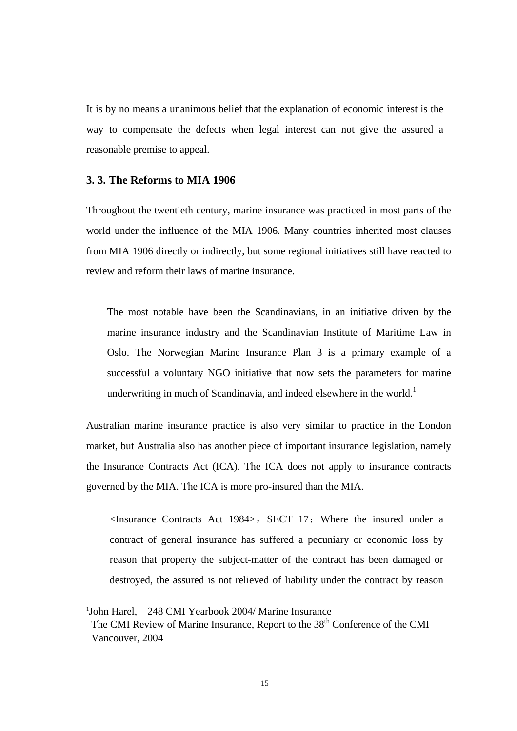It is by no means a unanimous belief that the explanation of economic interest is the way to compensate the defects when legal interest can not give the assured a reasonable premise to appeal.

### 3. 3. The Reforms to MIA 1906

Throughout the twentieth century, marine insurance was practiced in most parts of the world under the influence of the MIA 1906. Many countries inherited most clauses from MIA 1906 directly or indirectly, but some regional initiatives still have reacted to review and reform their laws of marine insurance.

> The most notable have been the Scandinavians, in an initiative driven by the marine insurance industry and the Scandinavian Institute of Maritime Law in Oslo. The Norwegian Marine Insurance Plan 3 is a primary example of a successful a voluntary NGO initiative that now sets the parameters for marine underwriting in much of Scandinavia, and indeed elsewhere in the world.[1]

Australian marine insurance practice is also very similar to practice in the London market, but Australia also has another piece of important insurance legislation, namely the Insurance Contracts Act (ICA). The ICA does not apply to insurance contracts governed by the MIA. The ICA is more pro-insured than the MIA.

> <Insurance Contracts Act 1984>，SECT 17：Where the insured under a contract of general insurance has suffered a pecuniary or economic loss by reason that property the subject-matter of the contract has been damaged or destroyed, the assured is not relieved of liability under the contract by reason

---

[1] John Harel,  248 CMI Yearbook 2004/ Marine Insurance
The CMI Review of Marine Insurance, Report to the 38th Conference of the CMI Vancouver, 2004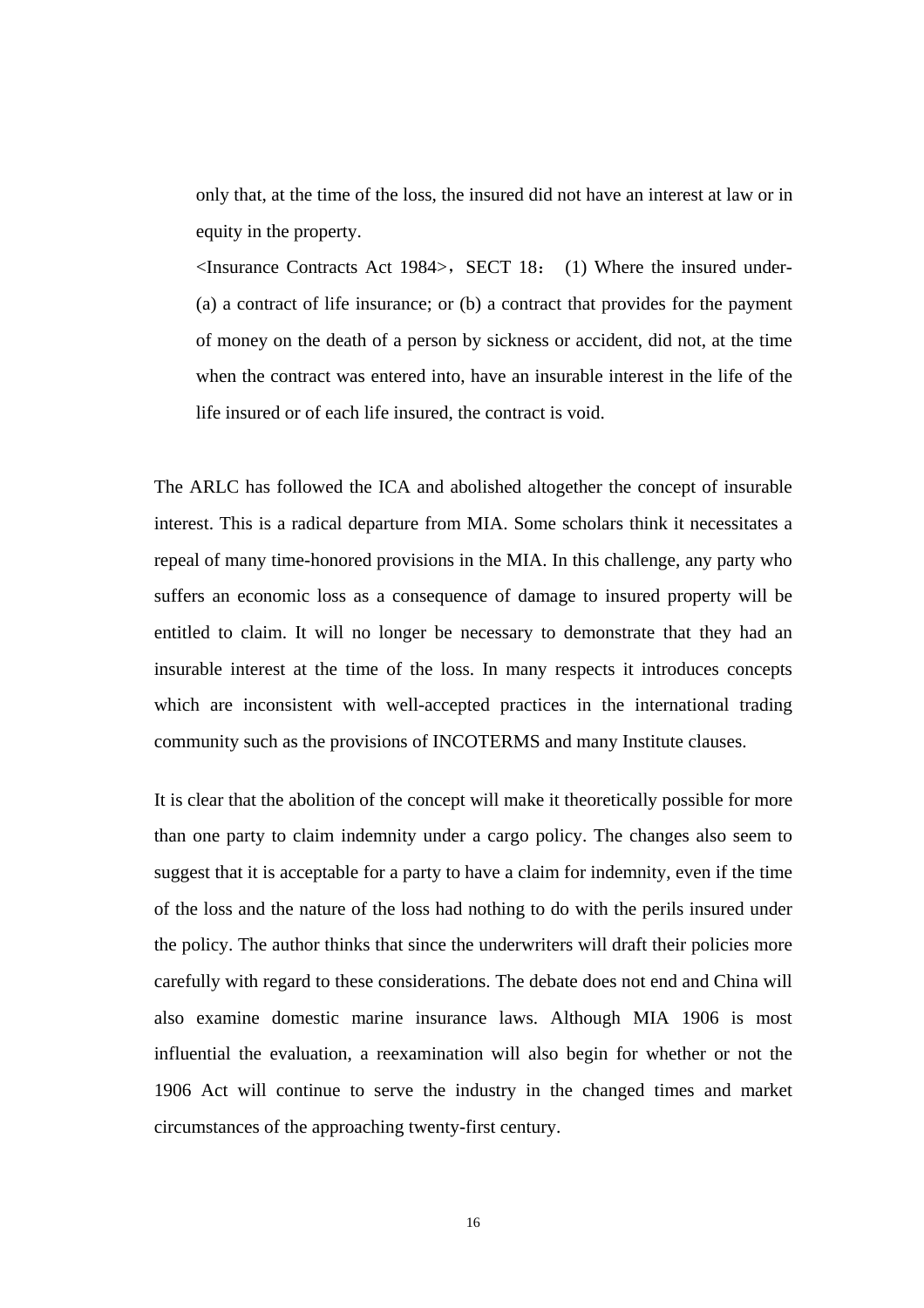only that, at the time of the loss, the insured did not have an interest at law or in equity in the property.

<Insurance Contracts Act 1984>，SECT 18： (1) Where the insured under- (a) a contract of life insurance; or (b) a contract that provides for the payment of money on the death of a person by sickness or accident, did not, at the time when the contract was entered into, have an insurable interest in the life of the life insured or of each life insured, the contract is void.

The ARLC has followed the ICA and abolished altogether the concept of insurable interest. This is a radical departure from MIA. Some scholars think it necessitates a repeal of many time-honored provisions in the MIA. In this challenge, any party who suffers an economic loss as a consequence of damage to insured property will be entitled to claim. It will no longer be necessary to demonstrate that they had an insurable interest at the time of the loss. In many respects it introduces concepts which are inconsistent with well-accepted practices in the international trading community such as the provisions of INCOTERMS and many Institute clauses.

It is clear that the abolition of the concept will make it theoretically possible for more than one party to claim indemnity under a cargo policy. The changes also seem to suggest that it is acceptable for a party to have a claim for indemnity, even if the time of the loss and the nature of the loss had nothing to do with the perils insured under the policy. The author thinks that since the underwriters will draft their policies more carefully with regard to these considerations. The debate does not end and China will also examine domestic marine insurance laws. Although MIA 1906 is most influential the evaluation, a reexamination will also begin for whether or not the 1906 Act will continue to serve the industry in the changed times and market circumstances of the approaching twenty-first century.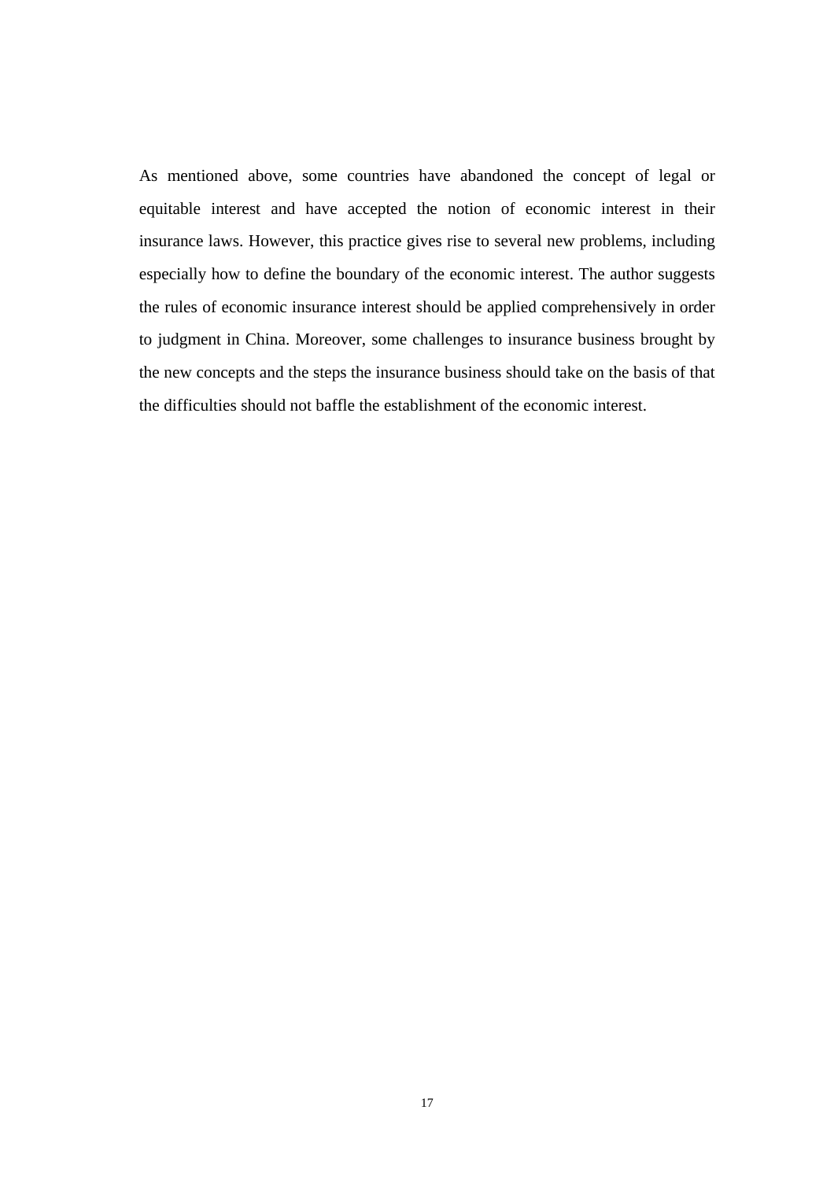As mentioned above, some countries have abandoned the concept of legal or equitable interest and have accepted the notion of economic interest in their insurance laws. However, this practice gives rise to several new problems, including especially how to define the boundary of the economic interest. The author suggests the rules of economic insurance interest should be applied comprehensively in order to judgment in China. Moreover, some challenges to insurance business brought by the new concepts and the steps the insurance business should take on the basis of that the difficulties should not baffle the establishment of the economic interest.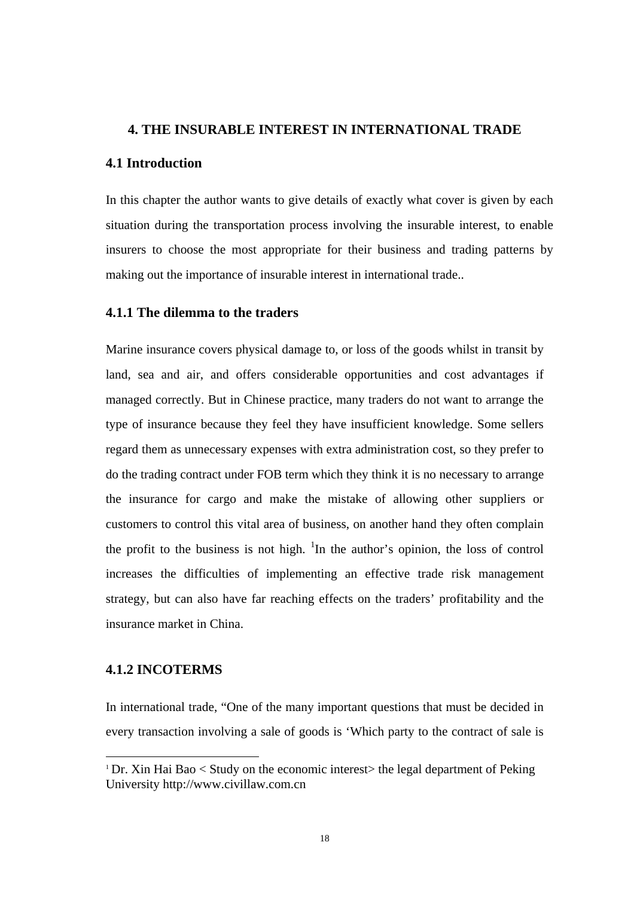# 4. THE INSURABLE INTEREST IN INTERNATIONAL TRADE

## 4.1 Introduction

In this chapter the author wants to give details of exactly what cover is given by each situation during the transportation process involving the insurable interest, to enable insurers to choose the most appropriate for their business and trading patterns by making out the importance of insurable interest in international trade..

### 4.1.1 The dilemma to the traders

Marine insurance covers physical damage to, or loss of the goods whilst in transit by land, sea and air, and offers considerable opportunities and cost advantages if managed correctly. But in Chinese practice, many traders do not want to arrange the type of insurance because they feel they have insufficient knowledge. Some sellers regard them as unnecessary expenses with extra administration cost, so they prefer to do the trading contract under FOB term which they think it is no necessary to arrange the insurance for cargo and make the mistake of allowing other suppliers or customers to control this vital area of business, on another hand they often complain the profit to the business is not high. [1]In the author's opinion, the loss of control increases the difficulties of implementing an effective trade risk management strategy, but can also have far reaching effects on the traders' profitability and the insurance market in China.

### 4.1.2 INCOTERMS

In international trade, "One of the many important questions that must be decided in every transaction involving a sale of goods is 'Which party to the contract of sale is

[1] Dr. Xin Hai Bao < Study on the economic interest> the legal department of Peking University http://www.civillaw.com.cn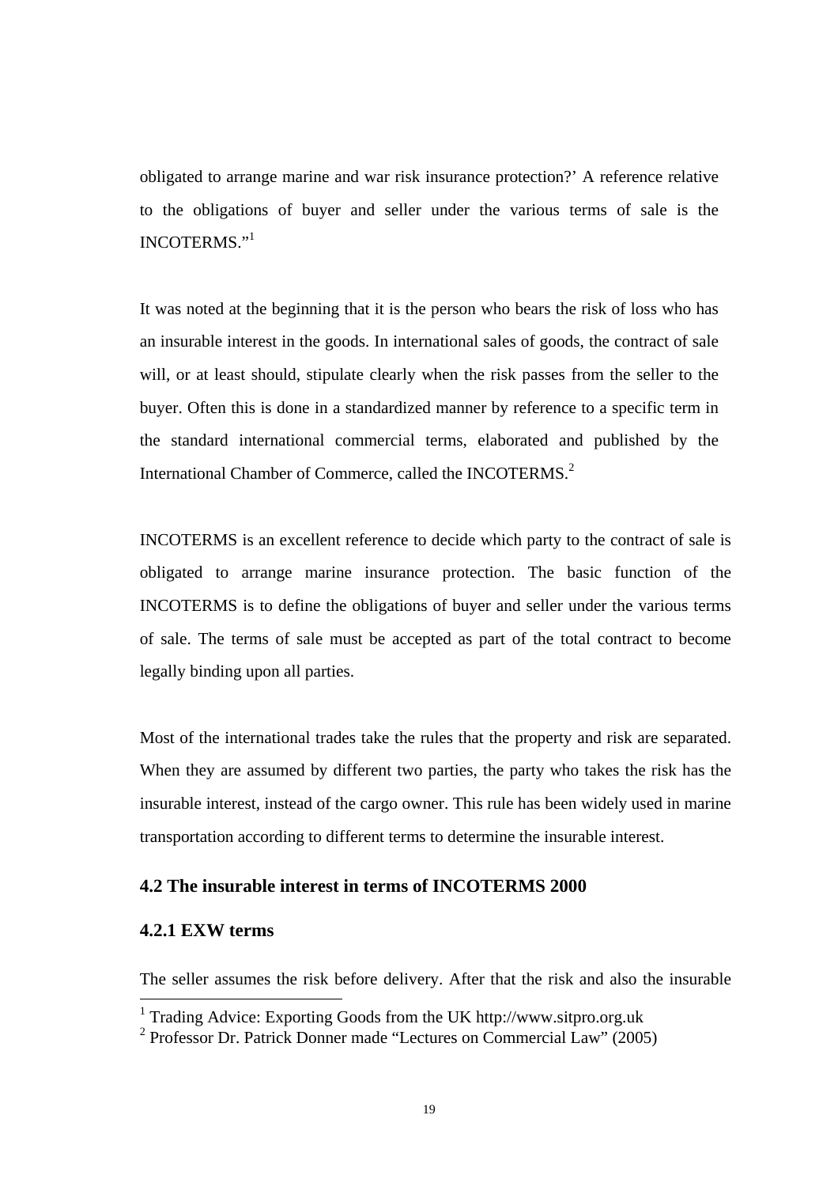obligated to arrange marine and war risk insurance protection?' A reference relative to the obligations of buyer and seller under the various terms of sale is the INCOTERMS."[1]

It was noted at the beginning that it is the person who bears the risk of loss who has an insurable interest in the goods. In international sales of goods, the contract of sale will, or at least should, stipulate clearly when the risk passes from the seller to the buyer. Often this is done in a standardized manner by reference to a specific term in the standard international commercial terms, elaborated and published by the International Chamber of Commerce, called the INCOTERMS.[2]

INCOTERMS is an excellent reference to decide which party to the contract of sale is obligated to arrange marine insurance protection. The basic function of the INCOTERMS is to define the obligations of buyer and seller under the various terms of sale. The terms of sale must be accepted as part of the total contract to become legally binding upon all parties.

Most of the international trades take the rules that the property and risk are separated. When they are assumed by different two parties, the party who takes the risk has the insurable interest, instead of the cargo owner. This rule has been widely used in marine transportation according to different terms to determine the insurable interest.

### 4.2 The insurable interest in terms of INCOTERMS 2000

#### 4.2.1 EXW terms

The seller assumes the risk before delivery. After that the risk and also the insurable

---

[1] Trading Advice: Exporting Goods from the UK http://www.sitpro.org.uk

[2] Professor Dr. Patrick Donner made "Lectures on Commercial Law" (2005)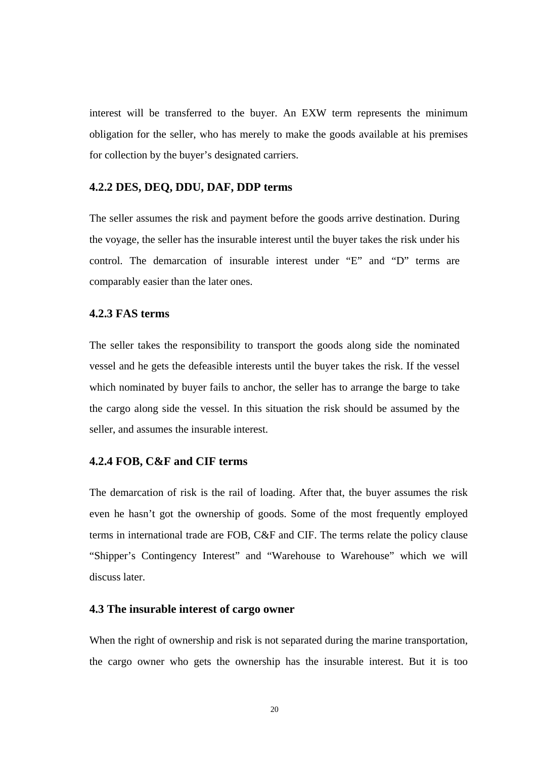interest will be transferred to the buyer. An EXW term represents the minimum obligation for the seller, who has merely to make the goods available at his premises for collection by the buyer's designated carriers.

### 4.2.2 DES, DEQ, DDU, DAF, DDP terms

The seller assumes the risk and payment before the goods arrive destination. During the voyage, the seller has the insurable interest until the buyer takes the risk under his control. The demarcation of insurable interest under "E" and "D" terms are comparably easier than the later ones.

### 4.2.3 FAS terms

The seller takes the responsibility to transport the goods along side the nominated vessel and he gets the defeasible interests until the buyer takes the risk. If the vessel which nominated by buyer fails to anchor, the seller has to arrange the barge to take the cargo along side the vessel. In this situation the risk should be assumed by the seller, and assumes the insurable interest.

### 4.2.4 FOB, C&F and CIF terms

The demarcation of risk is the rail of loading. After that, the buyer assumes the risk even he hasn't got the ownership of goods. Some of the most frequently employed terms in international trade are FOB, C&F and CIF. The terms relate the policy clause "Shipper's Contingency Interest" and "Warehouse to Warehouse" which we will discuss later.

## 4.3 The insurable interest of cargo owner

When the right of ownership and risk is not separated during the marine transportation, the cargo owner who gets the ownership has the insurable interest. But it is too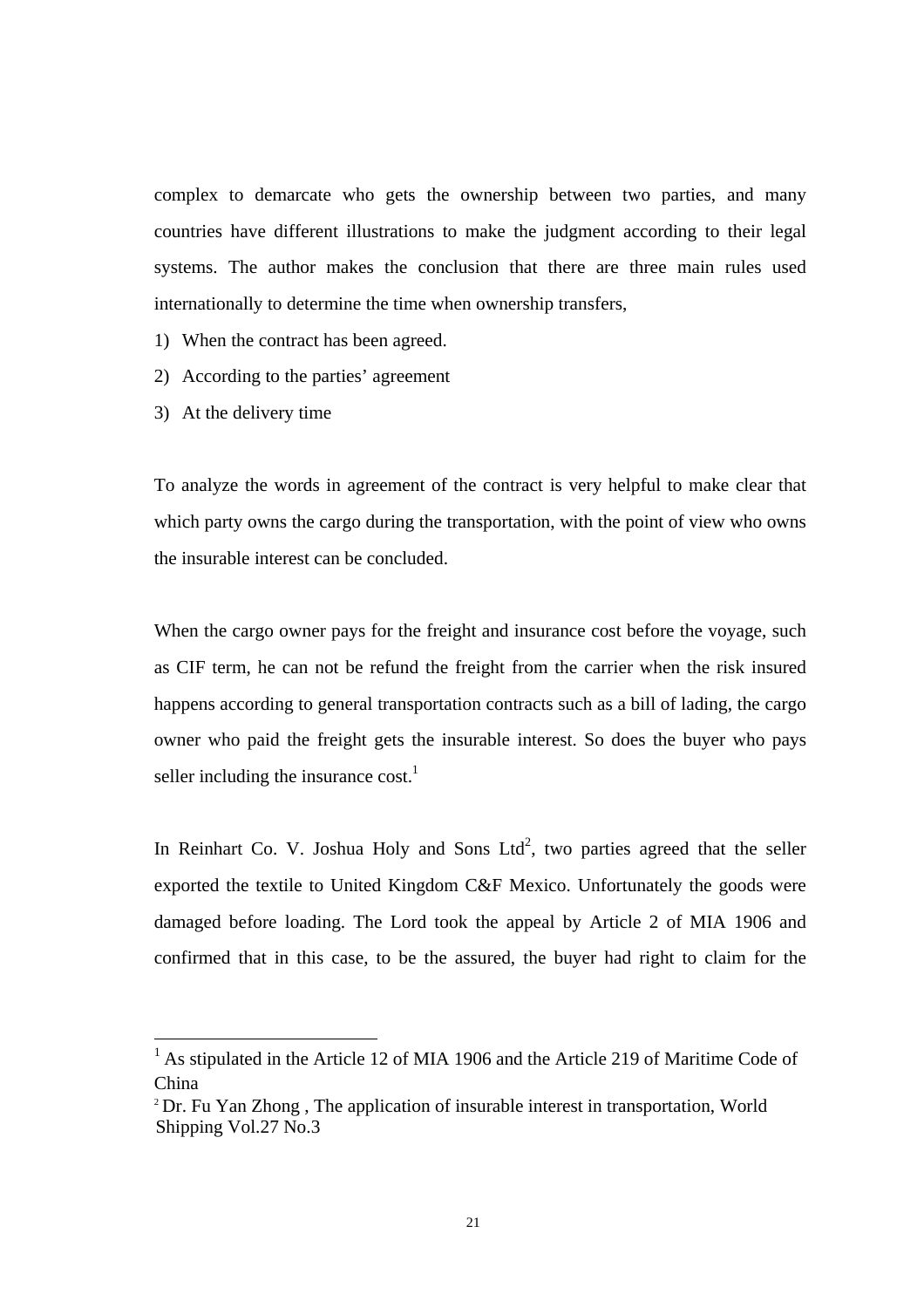complex to demarcate who gets the ownership between two parties, and many countries have different illustrations to make the judgment according to their legal systems. The author makes the conclusion that there are three main rules used internationally to determine the time when ownership transfers,

1) When the contract has been agreed.
2) According to the parties' agreement
3) At the delivery time

To analyze the words in agreement of the contract is very helpful to make clear that which party owns the cargo during the transportation, with the point of view who owns the insurable interest can be concluded.

When the cargo owner pays for the freight and insurance cost before the voyage, such as CIF term, he can not be refund the freight from the carrier when the risk insured happens according to general transportation contracts such as a bill of lading, the cargo owner who paid the freight gets the insurable interest. So does the buyer who pays seller including the insurance cost.[1]

In Reinhart Co. V. Joshua Holy and Sons Ltd[2], two parties agreed that the seller exported the textile to United Kingdom C&F Mexico. Unfortunately the goods were damaged before loading. The Lord took the appeal by Article 2 of MIA 1906 and confirmed that in this case, to be the assured, the buyer had right to claim for the

---

[1] As stipulated in the Article 12 of MIA 1906 and the Article 219 of Maritime Code of China

[2] Dr. Fu Yan Zhong , The application of insurable interest in transportation, World Shipping Vol.27 No.3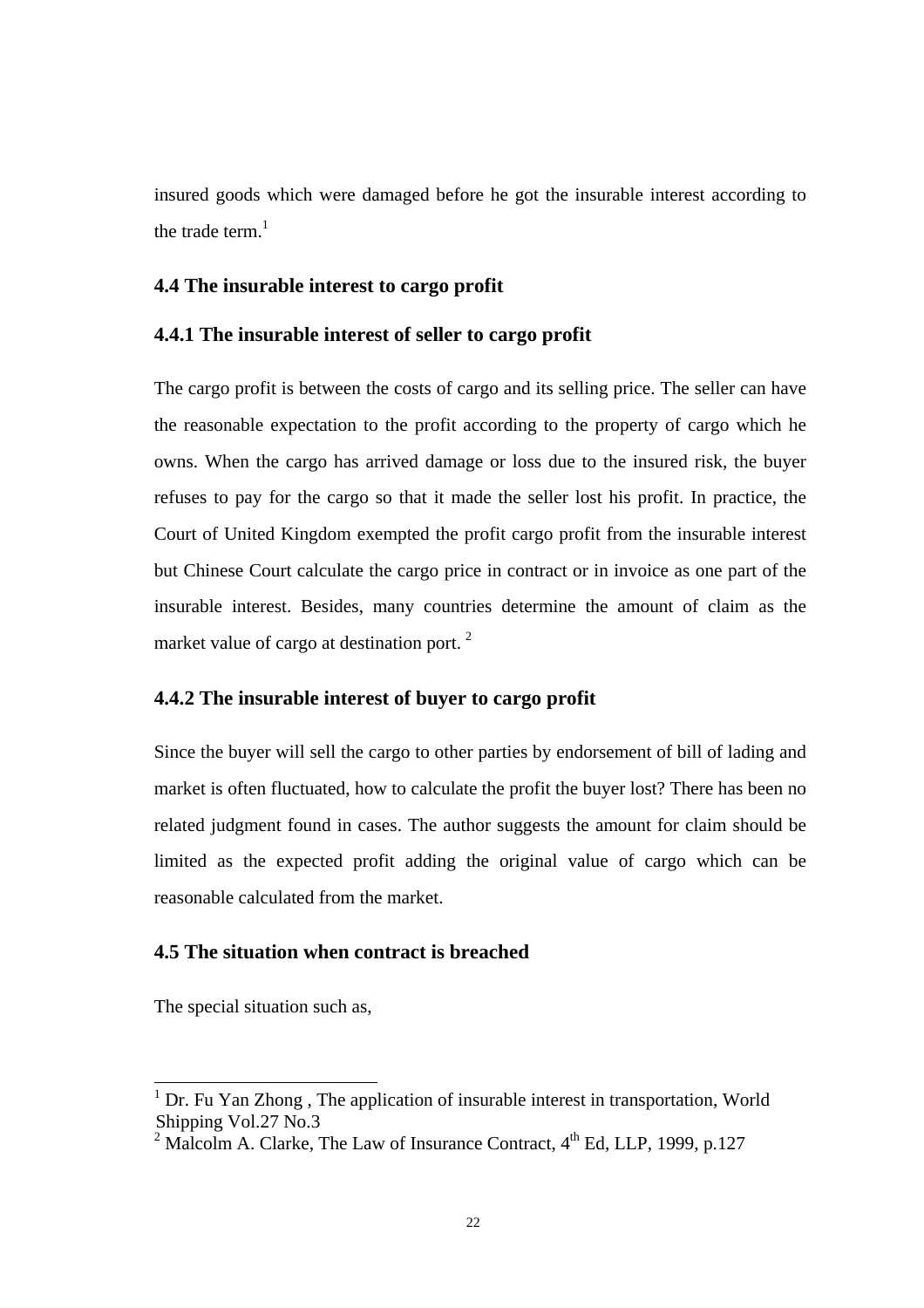insured goods which were damaged before he got the insurable interest according to the trade term.[1]

### 4.4 The insurable interest to cargo profit

### 4.4.1 The insurable interest of seller to cargo profit

The cargo profit is between the costs of cargo and its selling price. The seller can have the reasonable expectation to the profit according to the property of cargo which he owns. When the cargo has arrived damage or loss due to the insured risk, the buyer refuses to pay for the cargo so that it made the seller lost his profit. In practice, the Court of United Kingdom exempted the profit cargo profit from the insurable interest but Chinese Court calculate the cargo price in contract or in invoice as one part of the insurable interest. Besides, many countries determine the amount of claim as the market value of cargo at destination port. [2]

### 4.4.2 The insurable interest of buyer to cargo profit

Since the buyer will sell the cargo to other parties by endorsement of bill of lading and market is often fluctuated, how to calculate the profit the buyer lost? There has been no related judgment found in cases. The author suggests the amount for claim should be limited as the expected profit adding the original value of cargo which can be reasonable calculated from the market.

### 4.5 The situation when contract is breached

The special situation such as,

---

[1] Dr. Fu Yan Zhong , The application of insurable interest in transportation, World Shipping Vol.27 No.3

[2] Malcolm A. Clarke, The Law of Insurance Contract, 4th Ed, LLP, 1999, p.127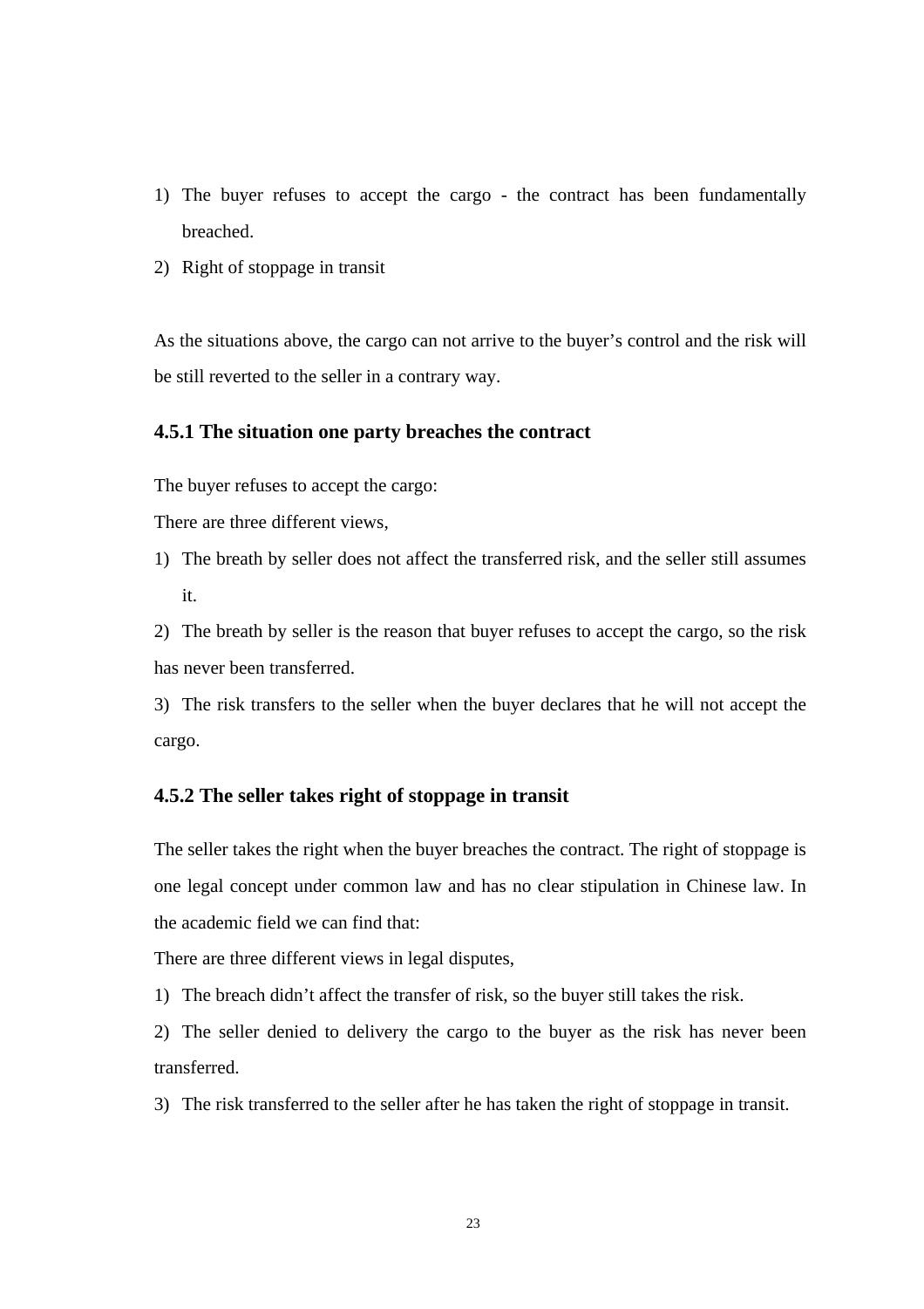1) The buyer refuses to accept the cargo - the contract has been fundamentally breached.
2) Right of stoppage in transit

As the situations above, the cargo can not arrive to the buyer's control and the risk will be still reverted to the seller in a contrary way.

### 4.5.1 The situation one party breaches the contract

The buyer refuses to accept the cargo:

There are three different views,

1) The breath by seller does not affect the transferred risk, and the seller still assumes it.
2) The breath by seller is the reason that buyer refuses to accept the cargo, so the risk has never been transferred.
3) The risk transfers to the seller when the buyer declares that he will not accept the cargo.

### 4.5.2 The seller takes right of stoppage in transit

The seller takes the right when the buyer breaches the contract. The right of stoppage is one legal concept under common law and has no clear stipulation in Chinese law. In the academic field we can find that:

There are three different views in legal disputes,

1) The breach didn't affect the transfer of risk, so the buyer still takes the risk.
2) The seller denied to delivery the cargo to the buyer as the risk has never been transferred.
3) The risk transferred to the seller after he has taken the right of stoppage in transit.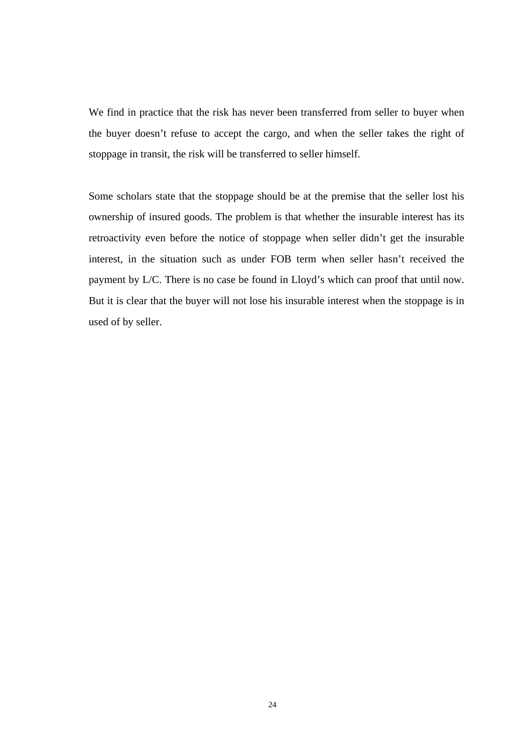We find in practice that the risk has never been transferred from seller to buyer when the buyer doesn't refuse to accept the cargo, and when the seller takes the right of stoppage in transit, the risk will be transferred to seller himself.

Some scholars state that the stoppage should be at the premise that the seller lost his ownership of insured goods. The problem is that whether the insurable interest has its retroactivity even before the notice of stoppage when seller didn't get the insurable interest, in the situation such as under FOB term when seller hasn't received the payment by L/C. There is no case be found in Lloyd's which can proof that until now. But it is clear that the buyer will not lose his insurable interest when the stoppage is in used of by seller.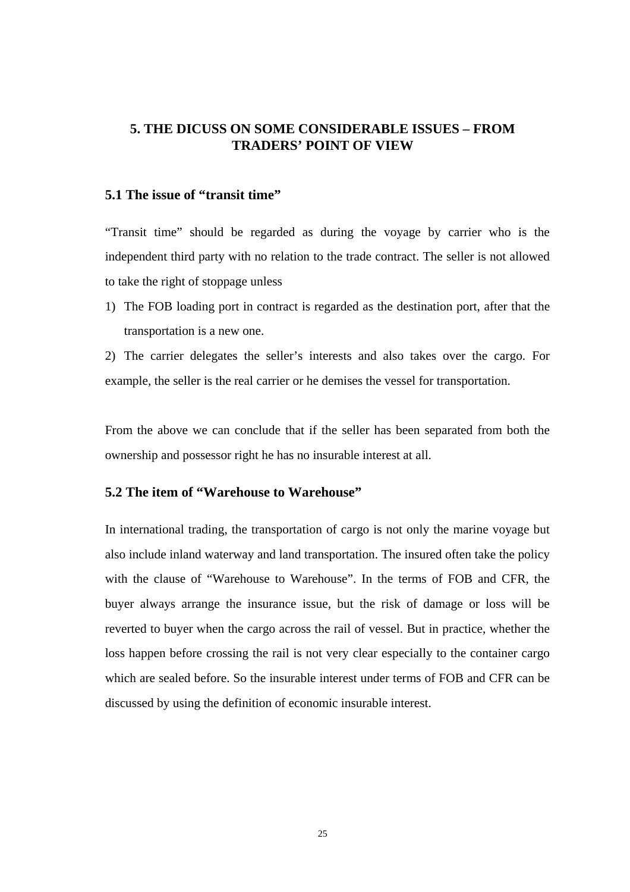## 5. THE DICUSS ON SOME CONSIDERABLE ISSUES – FROM TRADERS' POINT OF VIEW

### 5.1 The issue of "transit time"

"Transit time" should be regarded as during the voyage by carrier who is the independent third party with no relation to the trade contract. The seller is not allowed to take the right of stoppage unless

1) The FOB loading port in contract is regarded as the destination port, after that the transportation is a new one.

2) The carrier delegates the seller's interests and also takes over the cargo. For example, the seller is the real carrier or he demises the vessel for transportation.

From the above we can conclude that if the seller has been separated from both the ownership and possessor right he has no insurable interest at all.

### 5.2 The item of "Warehouse to Warehouse"

In international trading, the transportation of cargo is not only the marine voyage but also include inland waterway and land transportation. The insured often take the policy with the clause of "Warehouse to Warehouse". In the terms of FOB and CFR, the buyer always arrange the insurance issue, but the risk of damage or loss will be reverted to buyer when the cargo across the rail of vessel. But in practice, whether the loss happen before crossing the rail is not very clear especially to the container cargo which are sealed before. So the insurable interest under terms of FOB and CFR can be discussed by using the definition of economic insurable interest.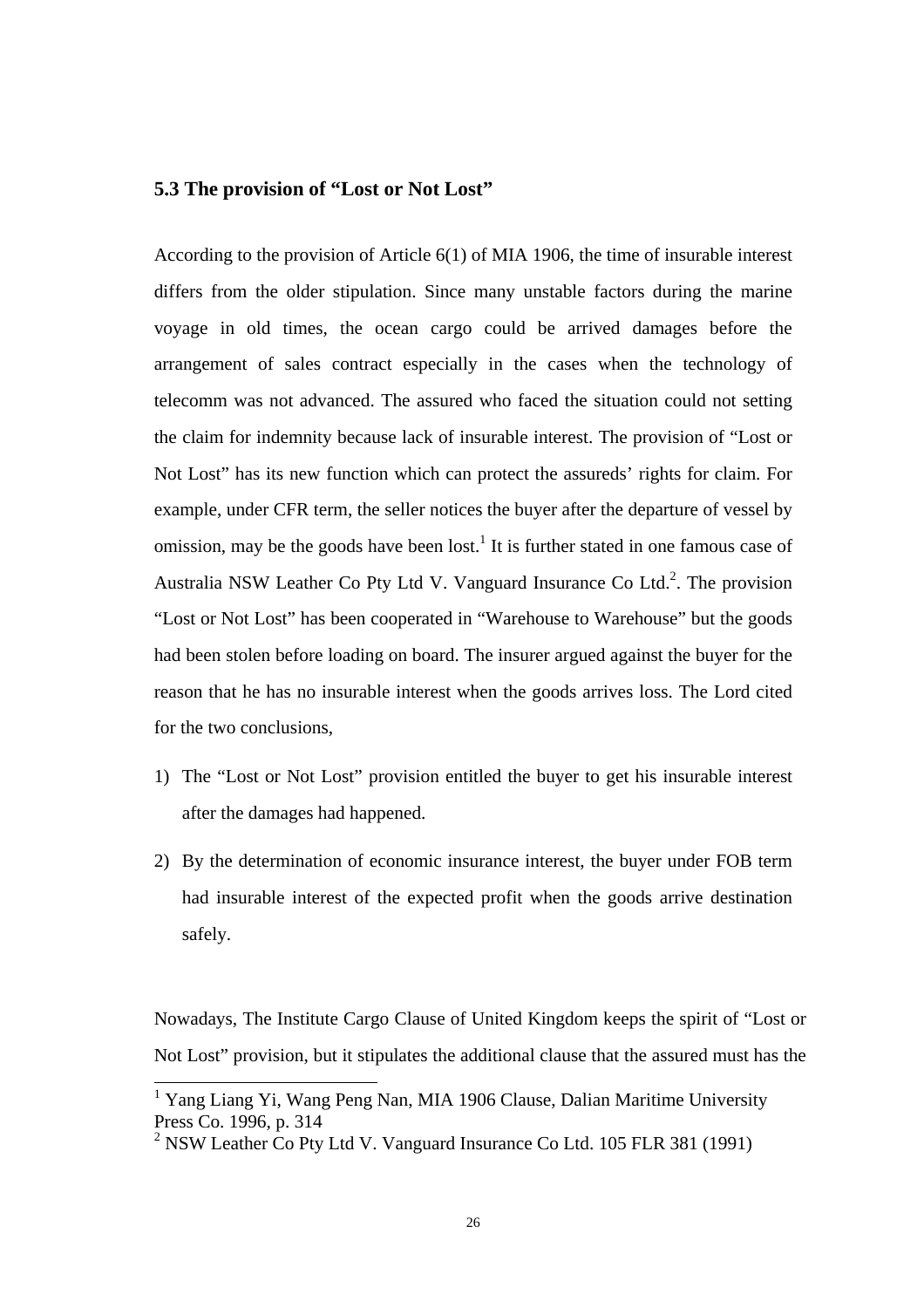### 5.3 The provision of "Lost or Not Lost"

According to the provision of Article 6(1) of MIA 1906, the time of insurable interest differs from the older stipulation. Since many unstable factors during the marine voyage in old times, the ocean cargo could be arrived damages before the arrangement of sales contract especially in the cases when the technology of telecomm was not advanced. The assured who faced the situation could not setting the claim for indemnity because lack of insurable interest. The provision of "Lost or Not Lost" has its new function which can protect the assureds' rights for claim. For example, under CFR term, the seller notices the buyer after the departure of vessel by omission, may be the goods have been lost.[1] It is further stated in one famous case of Australia NSW Leather Co Pty Ltd V. Vanguard Insurance Co Ltd.[2]. The provision "Lost or Not Lost" has been cooperated in "Warehouse to Warehouse" but the goods had been stolen before loading on board. The insurer argued against the buyer for the reason that he has no insurable interest when the goods arrives loss. The Lord cited for the two conclusions,

1) The "Lost or Not Lost" provision entitled the buyer to get his insurable interest after the damages had happened.

2) By the determination of economic insurance interest, the buyer under FOB term had insurable interest of the expected profit when the goods arrive destination safely.

Nowadays, The Institute Cargo Clause of United Kingdom keeps the spirit of "Lost or Not Lost" provision, but it stipulates the additional clause that the assured must has the

---

[1] Yang Liang Yi, Wang Peng Nan, MIA 1906 Clause, Dalian Maritime University Press Co. 1996, p. 314

[2] NSW Leather Co Pty Ltd V. Vanguard Insurance Co Ltd. 105 FLR 381 (1991)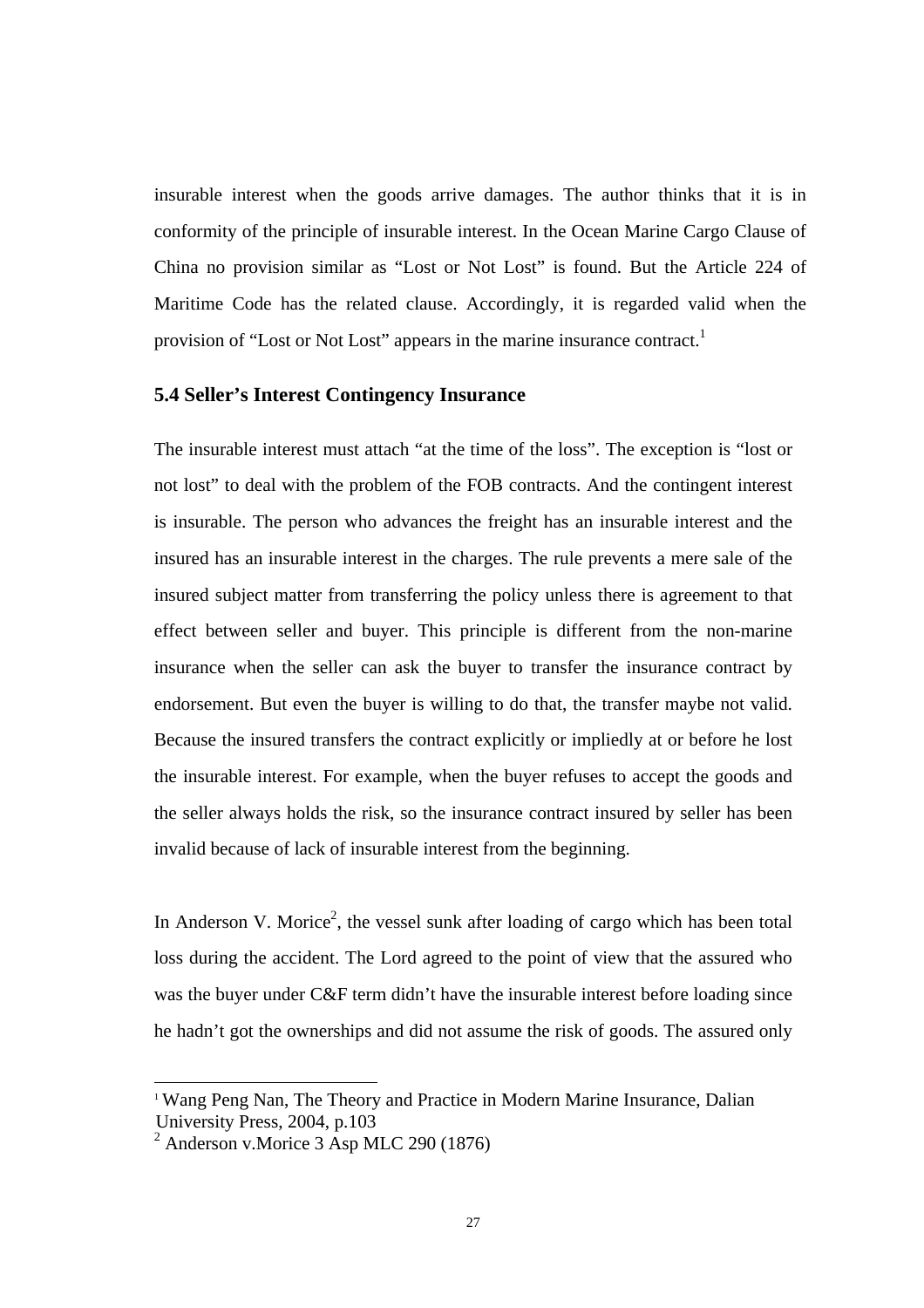insurable interest when the goods arrive damages. The author thinks that it is in conformity of the principle of insurable interest. In the Ocean Marine Cargo Clause of China no provision similar as "Lost or Not Lost" is found. But the Article 224 of Maritime Code has the related clause. Accordingly, it is regarded valid when the provision of "Lost or Not Lost" appears in the marine insurance contract.[1]

### 5.4 Seller's Interest Contingency Insurance

The insurable interest must attach "at the time of the loss". The exception is "lost or not lost" to deal with the problem of the FOB contracts. And the contingent interest is insurable. The person who advances the freight has an insurable interest and the insured has an insurable interest in the charges. The rule prevents a mere sale of the insured subject matter from transferring the policy unless there is agreement to that effect between seller and buyer. This principle is different from the non-marine insurance when the seller can ask the buyer to transfer the insurance contract by endorsement. But even the buyer is willing to do that, the transfer maybe not valid. Because the insured transfers the contract explicitly or impliedly at or before he lost the insurable interest. For example, when the buyer refuses to accept the goods and the seller always holds the risk, so the insurance contract insured by seller has been invalid because of lack of insurable interest from the beginning.

In Anderson V. Morice[2], the vessel sunk after loading of cargo which has been total loss during the accident. The Lord agreed to the point of view that the assured who was the buyer under C&F term didn't have the insurable interest before loading since he hadn't got the ownerships and did not assume the risk of goods. The assured only

---

[1] Wang Peng Nan, The Theory and Practice in Modern Marine Insurance, Dalian University Press, 2004, p.103

[2] Anderson v.Morice 3 Asp MLC 290 (1876)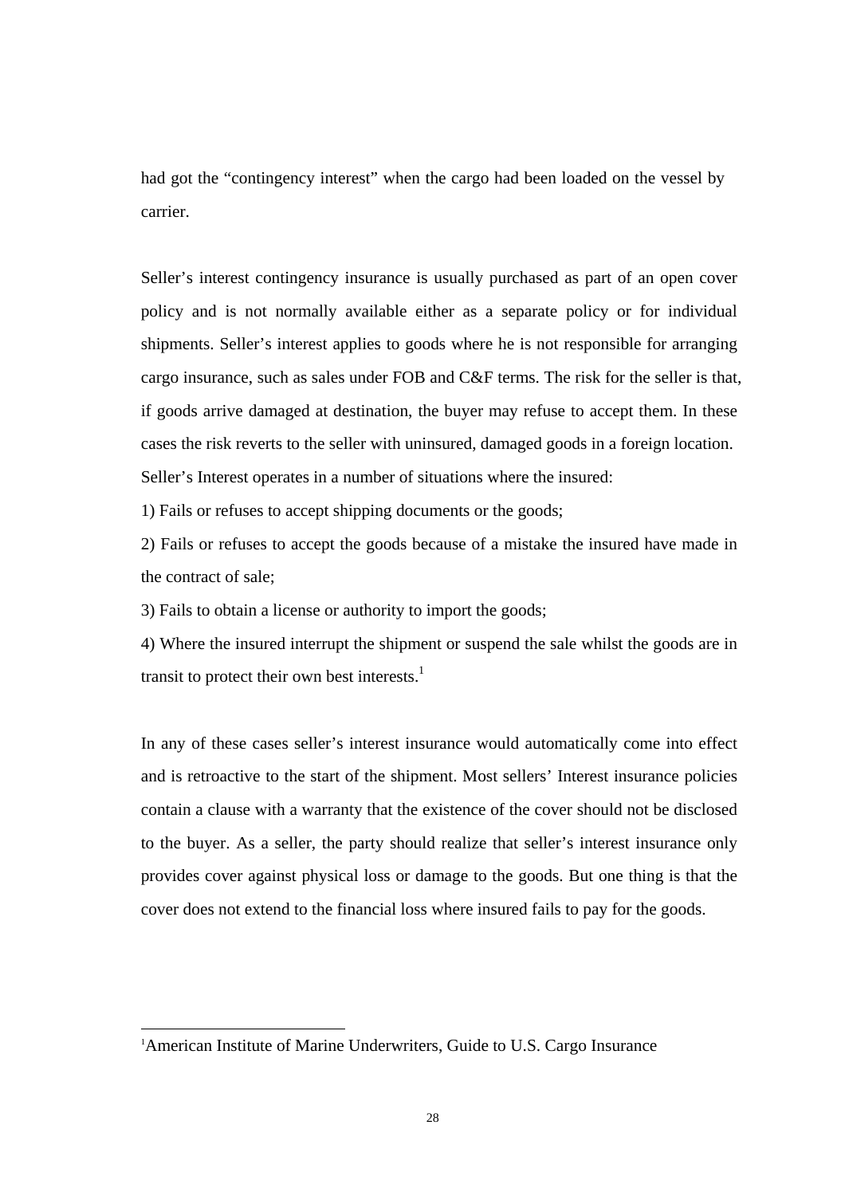had got the “contingency interest” when the cargo had been loaded on the vessel by carrier.

Seller’s interest contingency insurance is usually purchased as part of an open cover policy and is not normally available either as a separate policy or for individual shipments. Seller’s interest applies to goods where he is not responsible for arranging cargo insurance, such as sales under FOB and C&F terms. The risk for the seller is that, if goods arrive damaged at destination, the buyer may refuse to accept them. In these cases the risk reverts to the seller with uninsured, damaged goods in a foreign location. Seller’s Interest operates in a number of situations where the insured:

1) Fails or refuses to accept shipping documents or the goods;

2) Fails or refuses to accept the goods because of a mistake the insured have made in the contract of sale;

3) Fails to obtain a license or authority to import the goods;

4) Where the insured interrupt the shipment or suspend the sale whilst the goods are in transit to protect their own best interests.[1]

In any of these cases seller’s interest insurance would automatically come into effect and is retroactive to the start of the shipment. Most sellers’ Interest insurance policies contain a clause with a warranty that the existence of the cover should not be disclosed to the buyer. As a seller, the party should realize that seller’s interest insurance only provides cover against physical loss or damage to the goods. But one thing is that the cover does not extend to the financial loss where insured fails to pay for the goods.

---

[1] American Institute of Marine Underwriters, Guide to U.S. Cargo Insurance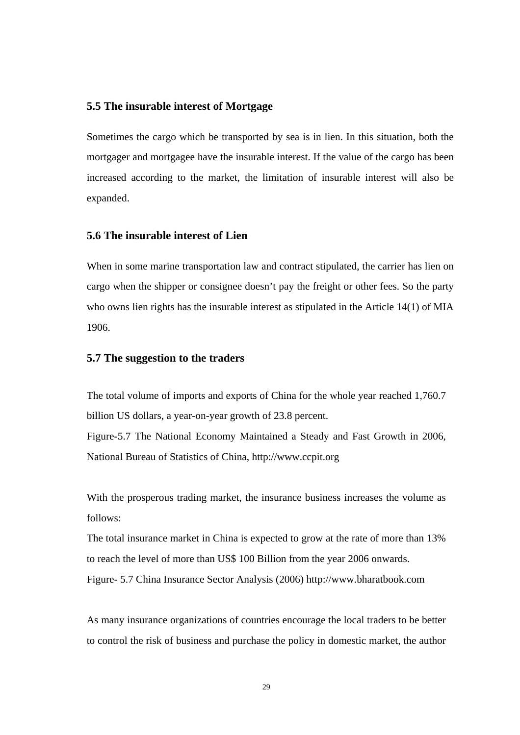### 5.5 The insurable interest of Mortgage

Sometimes the cargo which be transported by sea is in lien. In this situation, both the mortgager and mortgagee have the insurable interest. If the value of the cargo has been increased according to the market, the limitation of insurable interest will also be expanded.

### 5.6 The insurable interest of Lien

When in some marine transportation law and contract stipulated, the carrier has lien on cargo when the shipper or consignee doesn't pay the freight or other fees. So the party who owns lien rights has the insurable interest as stipulated in the Article 14(1) of MIA 1906.

### 5.7 The suggestion to the traders

The total volume of imports and exports of China for the whole year reached 1,760.7 billion US dollars, a year-on-year growth of 23.8 percent.

Figure-5.7 The National Economy Maintained a Steady and Fast Growth in 2006, National Bureau of Statistics of China, http://www.ccpit.org

With the prosperous trading market, the insurance business increases the volume as follows:

The total insurance market in China is expected to grow at the rate of more than 13% to reach the level of more than US$ 100 Billion from the year 2006 onwards.

Figure- 5.7 China Insurance Sector Analysis (2006) http://www.bharatbook.com

As many insurance organizations of countries encourage the local traders to be better to control the risk of business and purchase the policy in domestic market, the author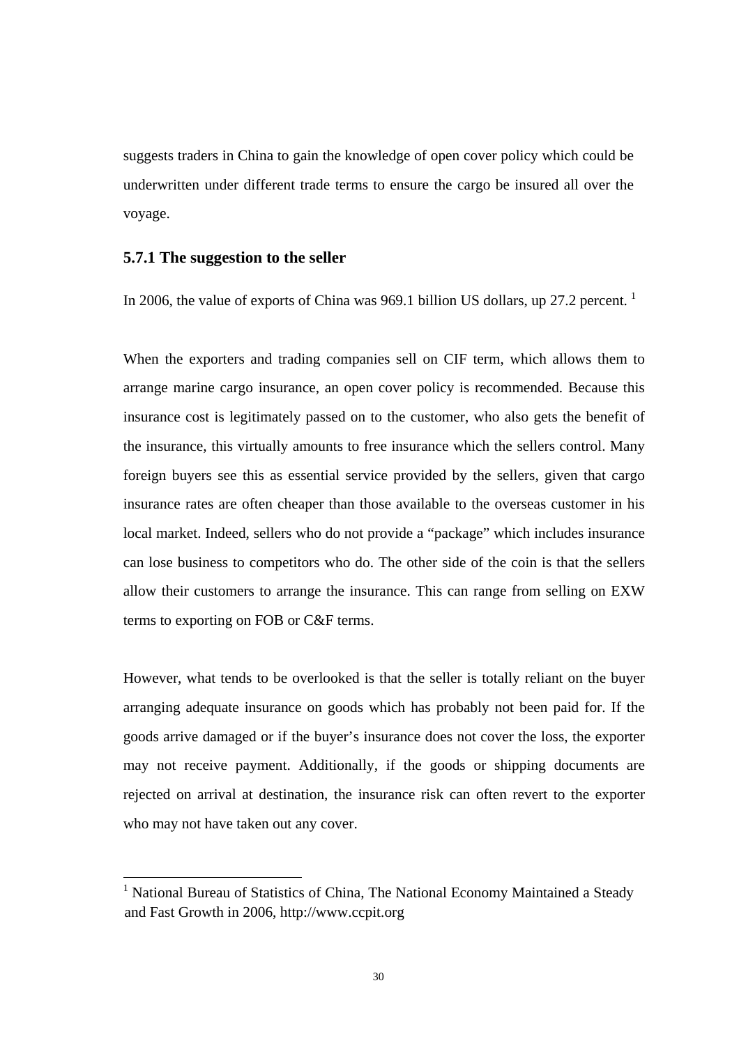suggests traders in China to gain the knowledge of open cover policy which could be underwritten under different trade terms to ensure the cargo be insured all over the voyage.

### 5.7.1 The suggestion to the seller

In 2006, the value of exports of China was 969.1 billion US dollars, up 27.2 percent. [1]

When the exporters and trading companies sell on CIF term, which allows them to arrange marine cargo insurance, an open cover policy is recommended. Because this insurance cost is legitimately passed on to the customer, who also gets the benefit of the insurance, this virtually amounts to free insurance which the sellers control. Many foreign buyers see this as essential service provided by the sellers, given that cargo insurance rates are often cheaper than those available to the overseas customer in his local market. Indeed, sellers who do not provide a "package" which includes insurance can lose business to competitors who do. The other side of the coin is that the sellers allow their customers to arrange the insurance. This can range from selling on EXW terms to exporting on FOB or C&F terms.

However, what tends to be overlooked is that the seller is totally reliant on the buyer arranging adequate insurance on goods which has probably not been paid for. If the goods arrive damaged or if the buyer's insurance does not cover the loss, the exporter may not receive payment. Additionally, if the goods or shipping documents are rejected on arrival at destination, the insurance risk can often revert to the exporter who may not have taken out any cover.

---

[1] National Bureau of Statistics of China, The National Economy Maintained a Steady and Fast Growth in 2006, http://www.ccpit.org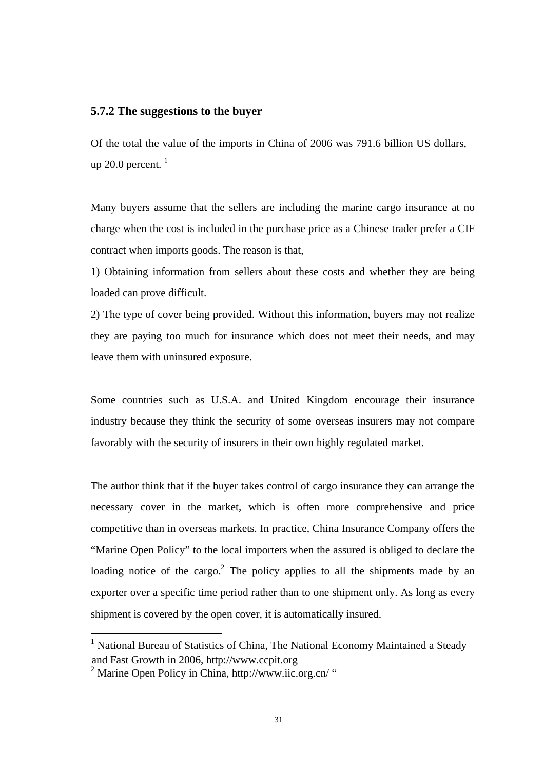### 5.7.2 The suggestions to the buyer

Of the total the value of the imports in China of 2006 was 791.6 billion US dollars, up 20.0 percent. [1]

Many buyers assume that the sellers are including the marine cargo insurance at no charge when the cost is included in the purchase price as a Chinese trader prefer a CIF contract when imports goods. The reason is that,

1) Obtaining information from sellers about these costs and whether they are being loaded can prove difficult.

2) The type of cover being provided. Without this information, buyers may not realize they are paying too much for insurance which does not meet their needs, and may leave them with uninsured exposure.

Some countries such as U.S.A. and United Kingdom encourage their insurance industry because they think the security of some overseas insurers may not compare favorably with the security of insurers in their own highly regulated market.

The author think that if the buyer takes control of cargo insurance they can arrange the necessary cover in the market, which is often more comprehensive and price competitive than in overseas markets. In practice, China Insurance Company offers the "Marine Open Policy" to the local importers when the assured is obliged to declare the loading notice of the cargo.[2] The policy applies to all the shipments made by an exporter over a specific time period rather than to one shipment only. As long as every shipment is covered by the open cover, it is automatically insured.

---

[1] National Bureau of Statistics of China, The National Economy Maintained a Steady and Fast Growth in 2006, http://www.ccpit.org

[2] Marine Open Policy in China, http://www.iic.org.cn/ "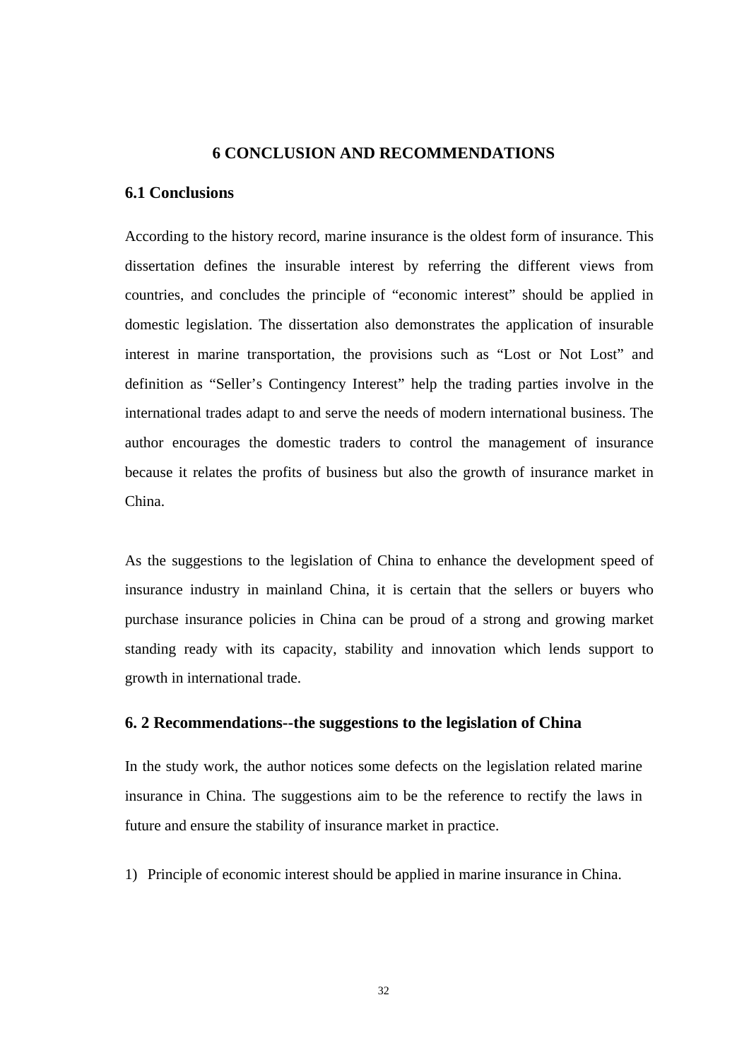# 6 CONCLUSION AND RECOMMENDATIONS

## 6.1 Conclusions

According to the history record, marine insurance is the oldest form of insurance. This dissertation defines the insurable interest by referring the different views from countries, and concludes the principle of "economic interest" should be applied in domestic legislation. The dissertation also demonstrates the application of insurable interest in marine transportation, the provisions such as "Lost or Not Lost" and definition as "Seller's Contingency Interest" help the trading parties involve in the international trades adapt to and serve the needs of modern international business. The author encourages the domestic traders to control the management of insurance because it relates the profits of business but also the growth of insurance market in China.

As the suggestions to the legislation of China to enhance the development speed of insurance industry in mainland China, it is certain that the sellers or buyers who purchase insurance policies in China can be proud of a strong and growing market standing ready with its capacity, stability and innovation which lends support to growth in international trade.

## 6. 2 Recommendations--the suggestions to the legislation of China

In the study work, the author notices some defects on the legislation related marine insurance in China. The suggestions aim to be the reference to rectify the laws in future and ensure the stability of insurance market in practice.

1) Principle of economic interest should be applied in marine insurance in China.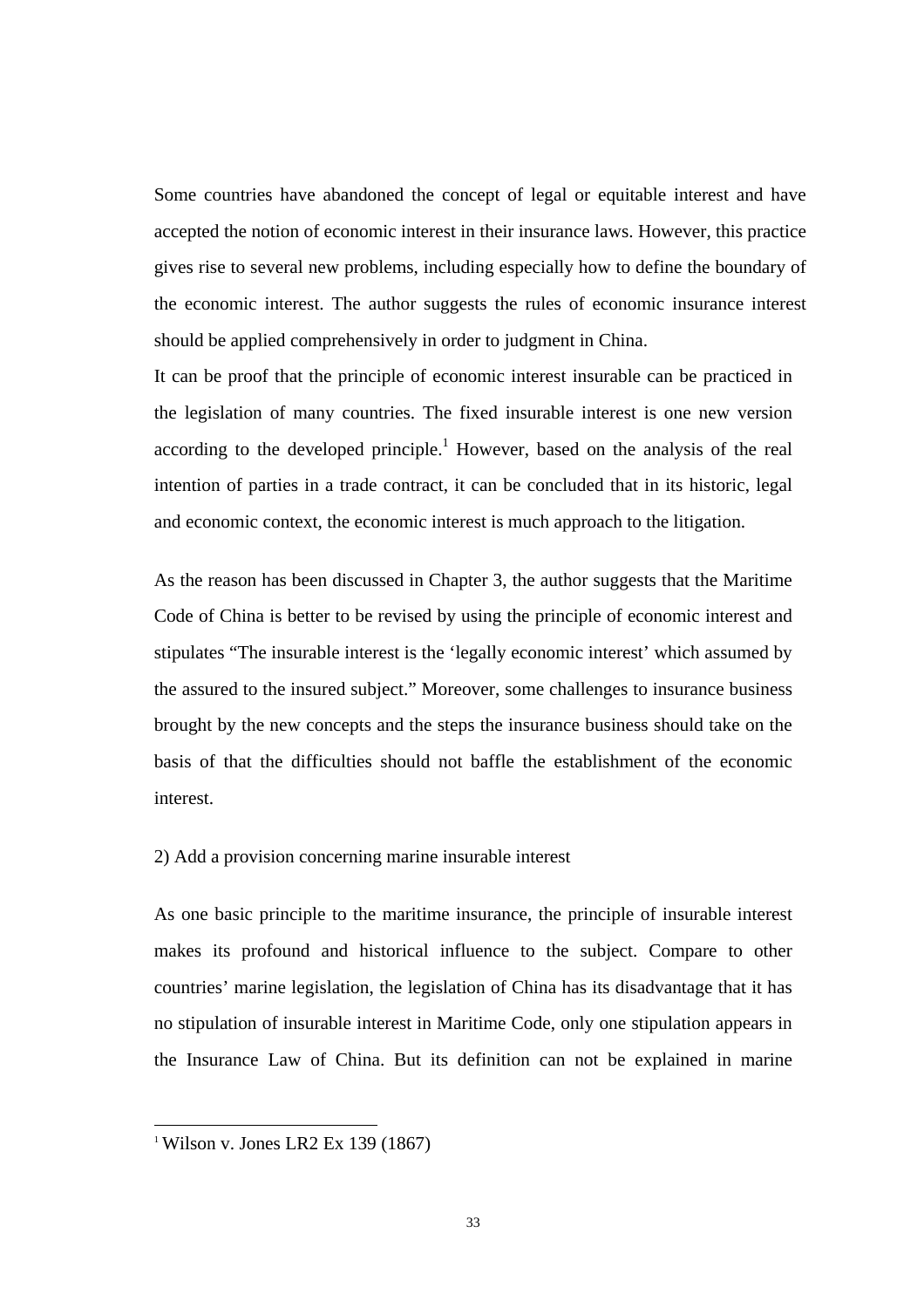Some countries have abandoned the concept of legal or equitable interest and have accepted the notion of economic interest in their insurance laws. However, this practice gives rise to several new problems, including especially how to define the boundary of the economic interest. The author suggests the rules of economic insurance interest should be applied comprehensively in order to judgment in China.

It can be proof that the principle of economic interest insurable can be practiced in the legislation of many countries. The fixed insurable interest is one new version according to the developed principle.[1] However, based on the analysis of the real intention of parties in a trade contract, it can be concluded that in its historic, legal and economic context, the economic interest is much approach to the litigation.

As the reason has been discussed in Chapter 3, the author suggests that the Maritime Code of China is better to be revised by using the principle of economic interest and stipulates "The insurable interest is the 'legally economic interest' which assumed by the assured to the insured subject." Moreover, some challenges to insurance business brought by the new concepts and the steps the insurance business should take on the basis of that the difficulties should not baffle the establishment of the economic interest.

2) Add a provision concerning marine insurable interest

As one basic principle to the maritime insurance, the principle of insurable interest makes its profound and historical influence to the subject. Compare to other countries' marine legislation, the legislation of China has its disadvantage that it has no stipulation of insurable interest in Maritime Code, only one stipulation appears in the Insurance Law of China. But its definition can not be explained in marine

[1] Wilson v. Jones LR2 Ex 139 (1867)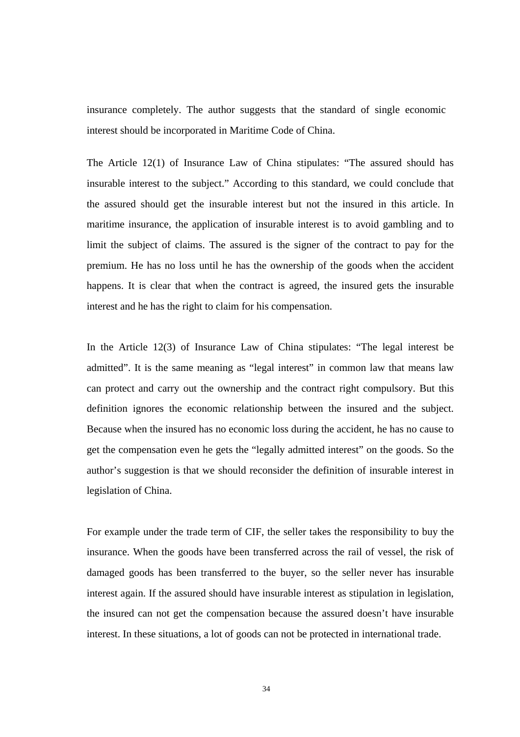insurance completely. The author suggests that the standard of single economic interest should be incorporated in Maritime Code of China.

The Article 12(1) of Insurance Law of China stipulates: "The assured should has insurable interest to the subject." According to this standard, we could conclude that the assured should get the insurable interest but not the insured in this article. In maritime insurance, the application of insurable interest is to avoid gambling and to limit the subject of claims. The assured is the signer of the contract to pay for the premium. He has no loss until he has the ownership of the goods when the accident happens. It is clear that when the contract is agreed, the insured gets the insurable interest and he has the right to claim for his compensation.

In the Article 12(3) of Insurance Law of China stipulates: "The legal interest be admitted". It is the same meaning as "legal interest" in common law that means law can protect and carry out the ownership and the contract right compulsory. But this definition ignores the economic relationship between the insured and the subject. Because when the insured has no economic loss during the accident, he has no cause to get the compensation even he gets the "legally admitted interest" on the goods. So the author's suggestion is that we should reconsider the definition of insurable interest in legislation of China.

For example under the trade term of CIF, the seller takes the responsibility to buy the insurance. When the goods have been transferred across the rail of vessel, the risk of damaged goods has been transferred to the buyer, so the seller never has insurable interest again. If the assured should have insurable interest as stipulation in legislation, the insured can not get the compensation because the assured doesn't have insurable interest. In these situations, a lot of goods can not be protected in international trade.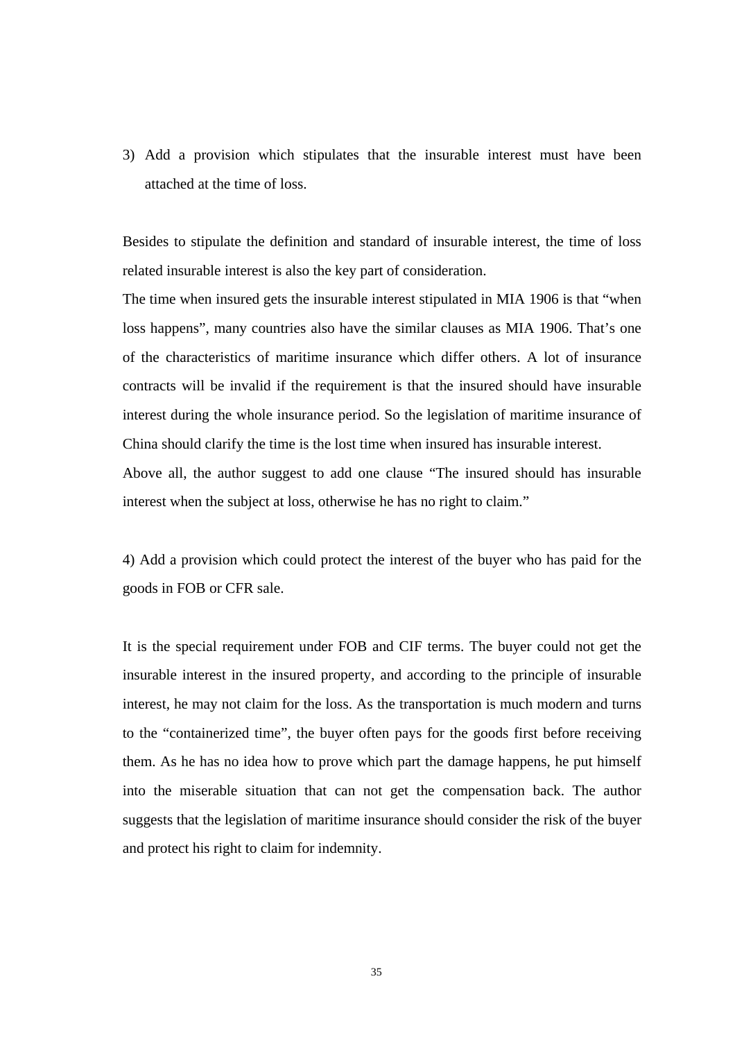3) Add a provision which stipulates that the insurable interest must have been attached at the time of loss.

Besides to stipulate the definition and standard of insurable interest, the time of loss related insurable interest is also the key part of consideration.

The time when insured gets the insurable interest stipulated in MIA 1906 is that "when loss happens", many countries also have the similar clauses as MIA 1906. That's one of the characteristics of maritime insurance which differ others. A lot of insurance contracts will be invalid if the requirement is that the insured should have insurable interest during the whole insurance period. So the legislation of maritime insurance of China should clarify the time is the lost time when insured has insurable interest.

Above all, the author suggest to add one clause "The insured should has insurable interest when the subject at loss, otherwise he has no right to claim."

4) Add a provision which could protect the interest of the buyer who has paid for the goods in FOB or CFR sale.

It is the special requirement under FOB and CIF terms. The buyer could not get the insurable interest in the insured property, and according to the principle of insurable interest, he may not claim for the loss. As the transportation is much modern and turns to the "containerized time", the buyer often pays for the goods first before receiving them. As he has no idea how to prove which part the damage happens, he put himself into the miserable situation that can not get the compensation back. The author suggests that the legislation of maritime insurance should consider the risk of the buyer and protect his right to claim for indemnity.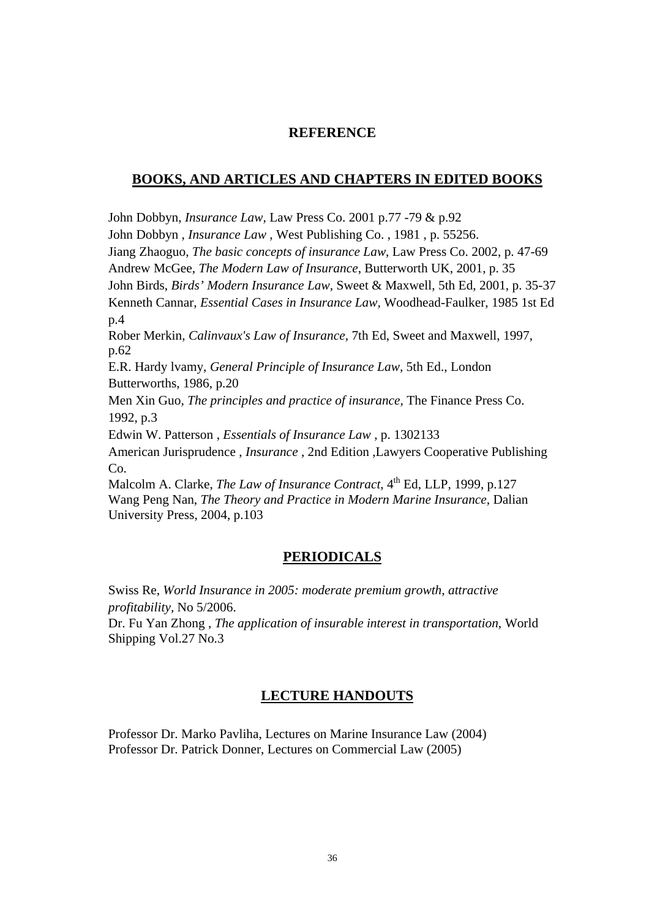# REFERENCE

## BOOKS, AND ARTICLES AND CHAPTERS IN EDITED BOOKS

John Dobbyn, *Insurance Law*, Law Press Co. 2001 p.77 -79 & p.92
John Dobbyn , *Insurance Law* , West Publishing Co. , 1981 , p. 55256.
Jiang Zhaoguo, *The basic concepts of insurance Law*, Law Press Co. 2002, p. 47-69
Andrew McGee, *The Modern Law of Insurance*, Butterworth UK, 2001, p. 35
John Birds, *Birds' Modern Insurance Law*, Sweet & Maxwell, 5th Ed, 2001, p. 35-37
Kenneth Cannar, *Essential Cases in Insurance Law*, Woodhead-Faulker, 1985 1st Ed p.4
Rober Merkin, *Calinvaux's Law of Insurance*, 7th Ed, Sweet and Maxwell, 1997, p.62
E.R. Hardy lvamy, *General Principle of Insurance Law*, 5th Ed., London Butterworths, 1986, p.20
Men Xin Guo, *The principles and practice of insurance*, The Finance Press Co. 1992, p.3
Edwin W. Patterson , *Essentials of Insurance Law* , p. 1302133
American Jurisprudence , *Insurance* , 2nd Edition ,Lawyers Cooperative Publishing Co.
Malcolm A. Clarke, *The Law of Insurance Contract*, 4th Ed, LLP, 1999, p.127
Wang Peng Nan, *The Theory and Practice in Modern Marine Insurance*, Dalian University Press, 2004, p.103

## PERIODICALS

Swiss Re, *World Insurance in 2005: moderate premium growth, attractive profitability*, No 5/2006.
Dr. Fu Yan Zhong , *The application of insurable interest in transportation*, World Shipping Vol.27 No.3

## LECTURE HANDOUTS

Professor Dr. Marko Pavliha, Lectures on Marine Insurance Law (2004)
Professor Dr. Patrick Donner, Lectures on Commercial Law (2005)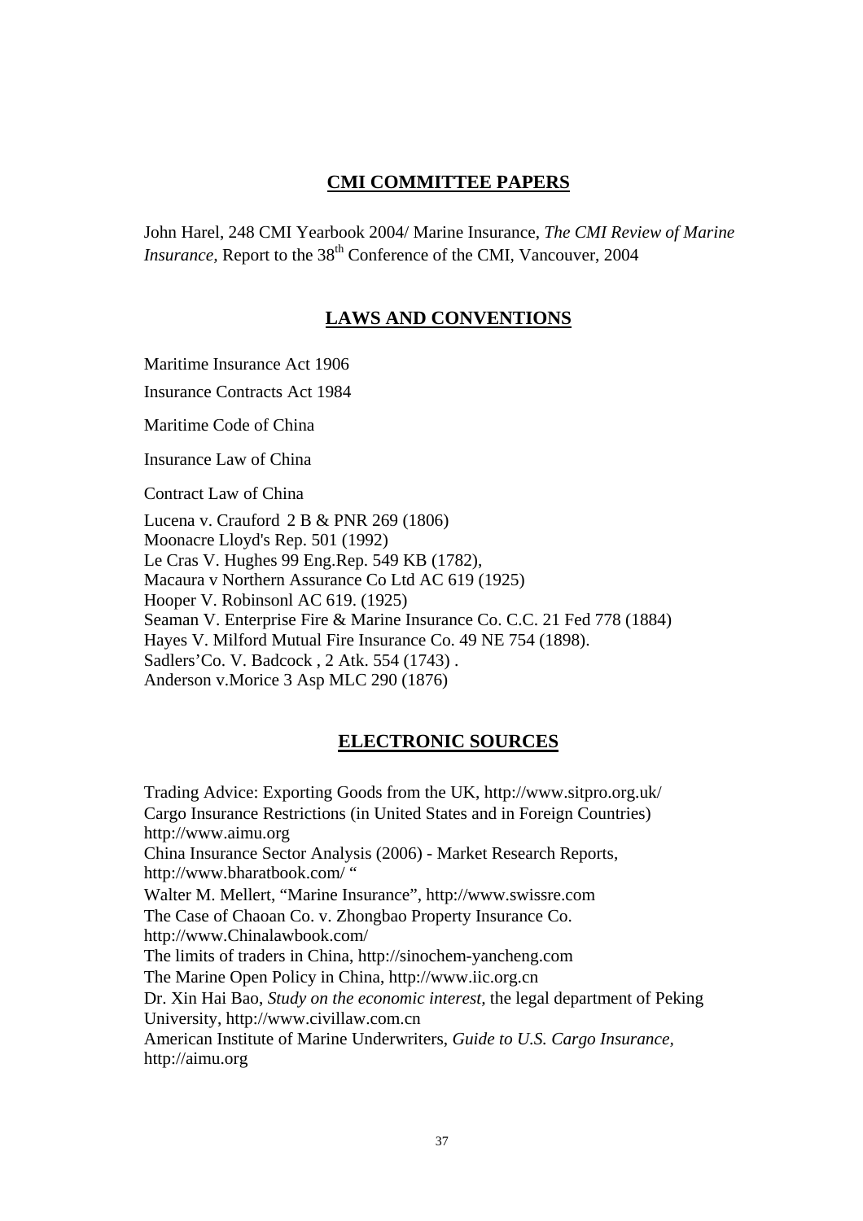## CMI COMMITTEE PAPERS

John Harel, 248 CMI Yearbook 2004/ Marine Insurance, *The CMI Review of Marine Insurance,* Report to the 38th Conference of the CMI, Vancouver, 2004

## LAWS AND CONVENTIONS

Maritime Insurance Act 1906

Insurance Contracts Act 1984

Maritime Code of China

Insurance Law of China

Contract Law of China

Lucena v. Crauford 2 B & PNR 269 (1806)
Moonacre Lloyd's Rep. 501 (1992)
Le Cras V. Hughes 99 Eng.Rep. 549 KB (1782),
Macaura v Northern Assurance Co Ltd AC 619 (1925)
Hooper V. Robinsonl AC 619. (1925)
Seaman V. Enterprise Fire & Marine Insurance Co. C.C. 21 Fed 778 (1884)
Hayes V. Milford Mutual Fire Insurance Co. 49 NE 754 (1898).
Sadlers'Co. V. Badcock , 2 Atk. 554 (1743) .
Anderson v.Morice 3 Asp MLC 290 (1876)

## ELECTRONIC SOURCES

Trading Advice: Exporting Goods from the UK, http://www.sitpro.org.uk/
Cargo Insurance Restrictions (in United States and in Foreign Countries) http://www.aimu.org
China Insurance Sector Analysis (2006) - Market Research Reports, http://www.bharatbook.com/ "
Walter M. Mellert, "Marine Insurance", http://www.swissre.com
The Case of Chaoan Co. v. Zhongbao Property Insurance Co. http://www.Chinalawbook.com/
The limits of traders in China, http://sinochem-yancheng.com
The Marine Open Policy in China, http://www.iic.org.cn
Dr. Xin Hai Bao, *Study on the economic interest,* the legal department of Peking University, http://www.civillaw.com.cn
American Institute of Marine Underwriters, *Guide to U.S. Cargo Insurance,* http://aimu.org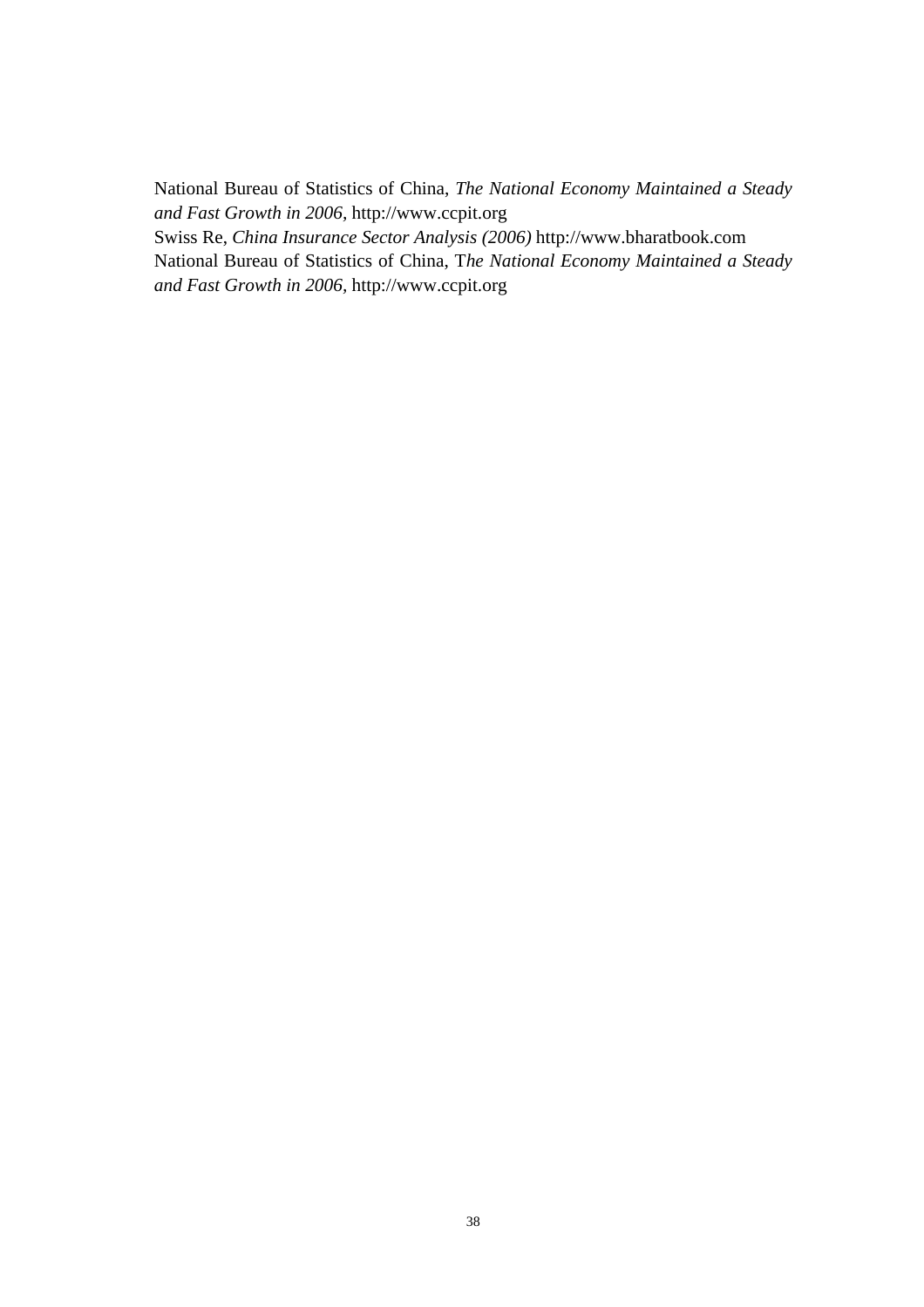National Bureau of Statistics of China, *The National Economy Maintained a Steady and Fast Growth in 2006*, http://www.ccpit.org

Swiss Re, *China Insurance Sector Analysis (2006)* http://www.bharatbook.com

National Bureau of Statistics of China, T*he National Economy Maintained a Steady and Fast Growth in 2006*, http://www.ccpit.org